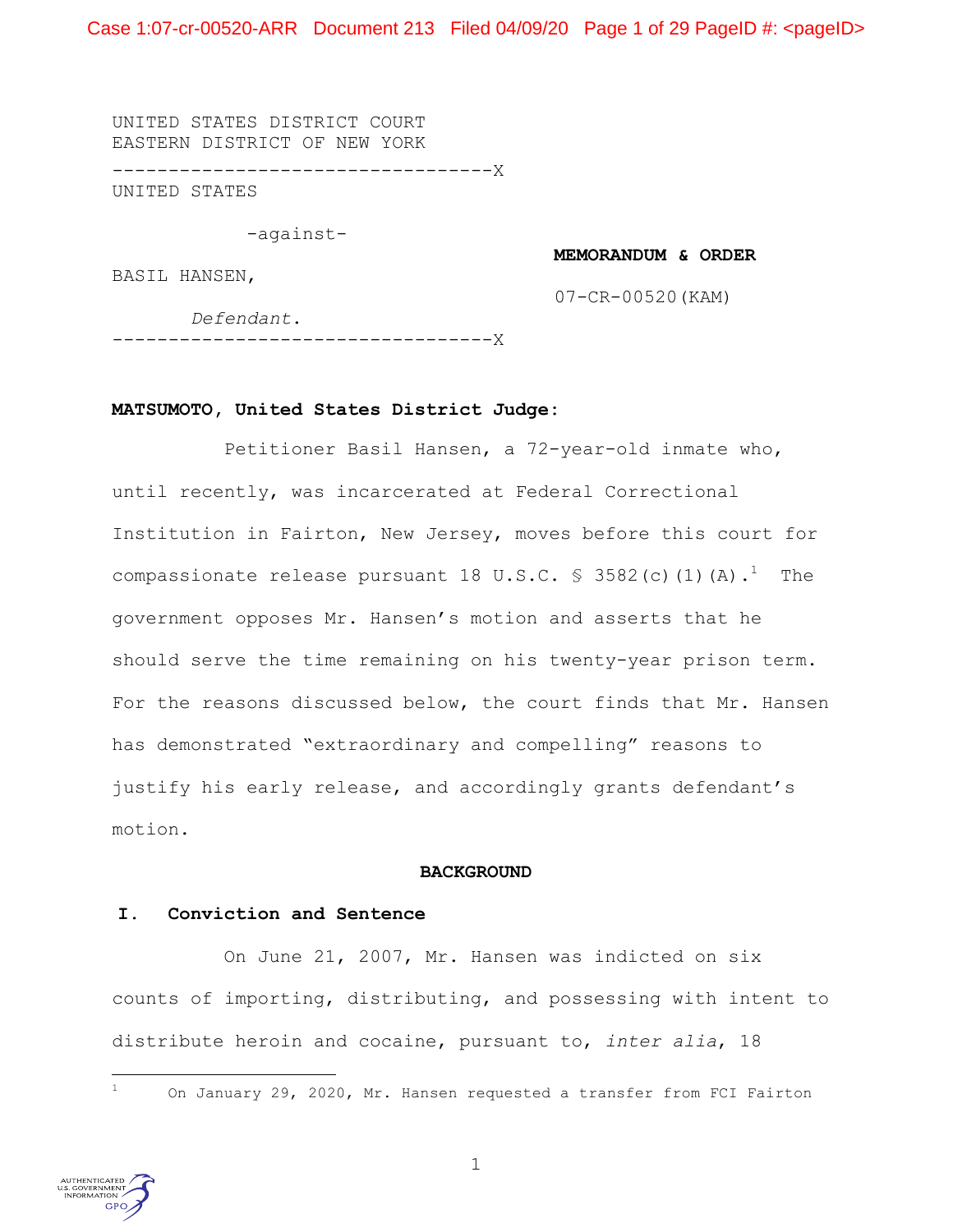UNITED STATES DISTRICT COURT
EASTERN DISTRICT OF NEW YORK

----------------------------------X

UNITED STATES

-against-

BASIL HANSEN,

*Defendant*.

----------------------------------X

**MEMORANDUM & ORDER**

07-CR-00520(KAM)

**MATSUMOTO, United States District Judge:**

Petitioner Basil Hansen, a 72-year-old inmate who, until recently, was incarcerated at Federal Correctional Institution in Fairton, New Jersey, moves before this court for compassionate release pursuant 18 U.S.C. § 3582(c)(1)(A).[1] The government opposes Mr. Hansen's motion and asserts that he should serve the time remaining on his twenty-year prison term. For the reasons discussed below, the court finds that Mr. Hansen has demonstrated "extraordinary and compelling" reasons to justify his early release, and accordingly grants defendant's motion.

## BACKGROUND

### I. Conviction and Sentence

On June 21, 2007, Mr. Hansen was indicted on six counts of importing, distributing, and possessing with intent to distribute heroin and cocaine, pursuant to, *inter alia*, 18

[1] On January 29, 2020, Mr. Hansen requested a transfer from FCI Fairton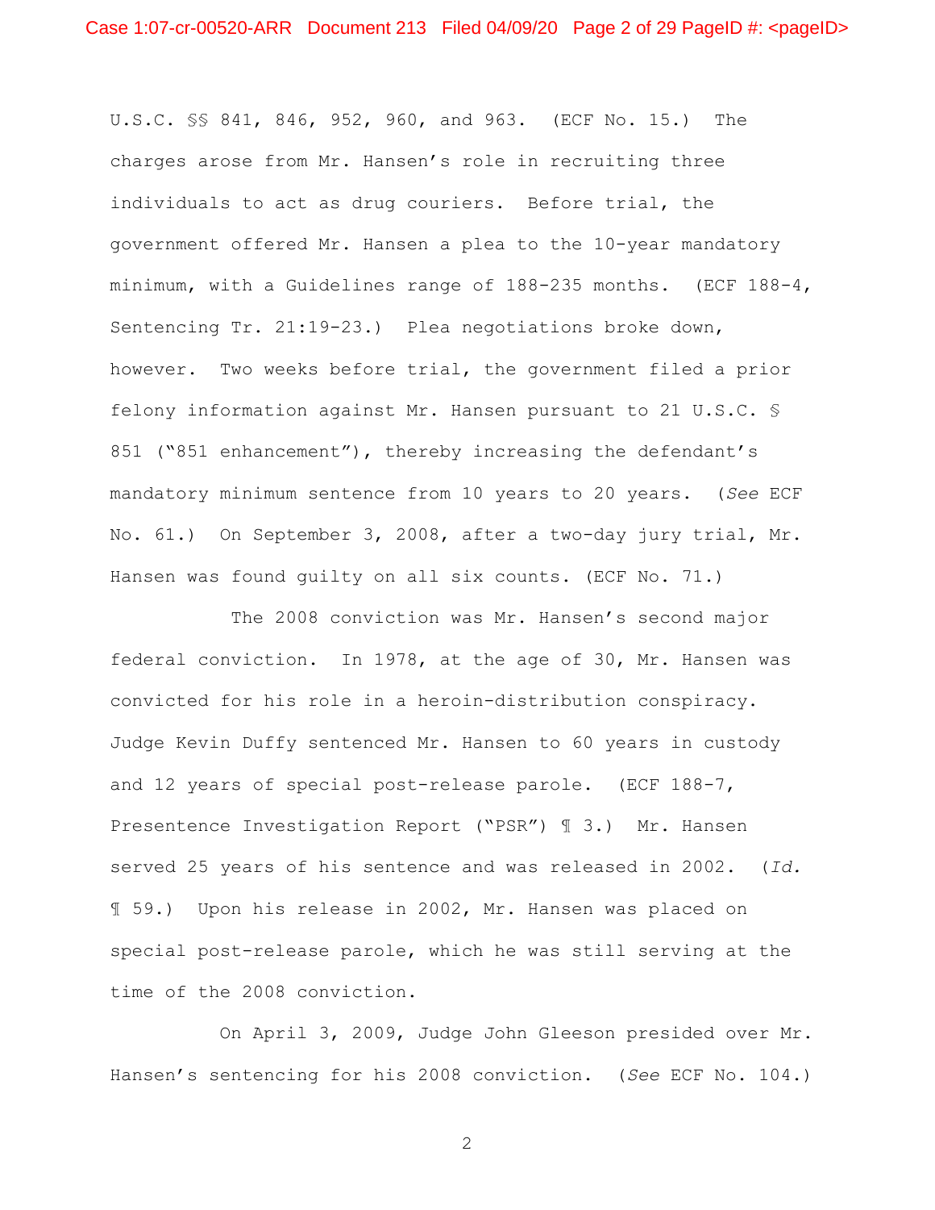U.S.C. §§ 841, 846, 952, 960, and 963. (ECF No. 15.) The charges arose from Mr. Hansen's role in recruiting three individuals to act as drug couriers. Before trial, the government offered Mr. Hansen a plea to the 10-year mandatory minimum, with a Guidelines range of 188-235 months. (ECF 188-4, Sentencing Tr. 21:19-23.) Plea negotiations broke down, however. Two weeks before trial, the government filed a prior felony information against Mr. Hansen pursuant to 21 U.S.C. § 851 ("851 enhancement"), thereby increasing the defendant's mandatory minimum sentence from 10 years to 20 years. (*See* ECF No. 61.) On September 3, 2008, after a two-day jury trial, Mr. Hansen was found guilty on all six counts. (ECF No. 71.)

The 2008 conviction was Mr. Hansen's second major federal conviction. In 1978, at the age of 30, Mr. Hansen was convicted for his role in a heroin-distribution conspiracy. Judge Kevin Duffy sentenced Mr. Hansen to 60 years in custody and 12 years of special post-release parole. (ECF 188-7, Presentence Investigation Report ("PSR") ¶ 3.) Mr. Hansen served 25 years of his sentence and was released in 2002. (*Id.* ¶ 59.) Upon his release in 2002, Mr. Hansen was placed on special post-release parole, which he was still serving at the time of the 2008 conviction.

On April 3, 2009, Judge John Gleeson presided over Mr. Hansen's sentencing for his 2008 conviction. (*See* ECF No. 104.)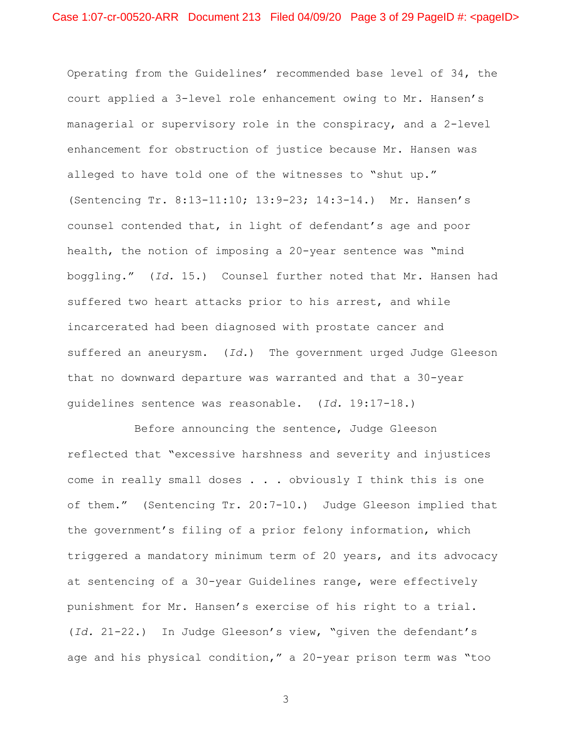Operating from the Guidelines' recommended base level of 34, the court applied a 3-level role enhancement owing to Mr. Hansen's managerial or supervisory role in the conspiracy, and a 2-level enhancement for obstruction of justice because Mr. Hansen was alleged to have told one of the witnesses to "shut up." (Sentencing Tr. 8:13-11:10; 13:9-23; 14:3-14.) Mr. Hansen's counsel contended that, in light of defendant's age and poor health, the notion of imposing a 20-year sentence was "mind boggling." (*Id.* 15.) Counsel further noted that Mr. Hansen had suffered two heart attacks prior to his arrest, and while incarcerated had been diagnosed with prostate cancer and suffered an aneurysm. (*Id.*) The government urged Judge Gleeson that no downward departure was warranted and that a 30-year guidelines sentence was reasonable. (*Id.* 19:17-18.)

Before announcing the sentence, Judge Gleeson reflected that "excessive harshness and severity and injustices come in really small doses . . . obviously I think this is one of them." (Sentencing Tr. 20:7-10.) Judge Gleeson implied that the government's filing of a prior felony information, which triggered a mandatory minimum term of 20 years, and its advocacy at sentencing of a 30-year Guidelines range, were effectively punishment for Mr. Hansen's exercise of his right to a trial. (*Id.* 21-22.) In Judge Gleeson's view, "given the defendant's age and his physical condition," a 20-year prison term was "too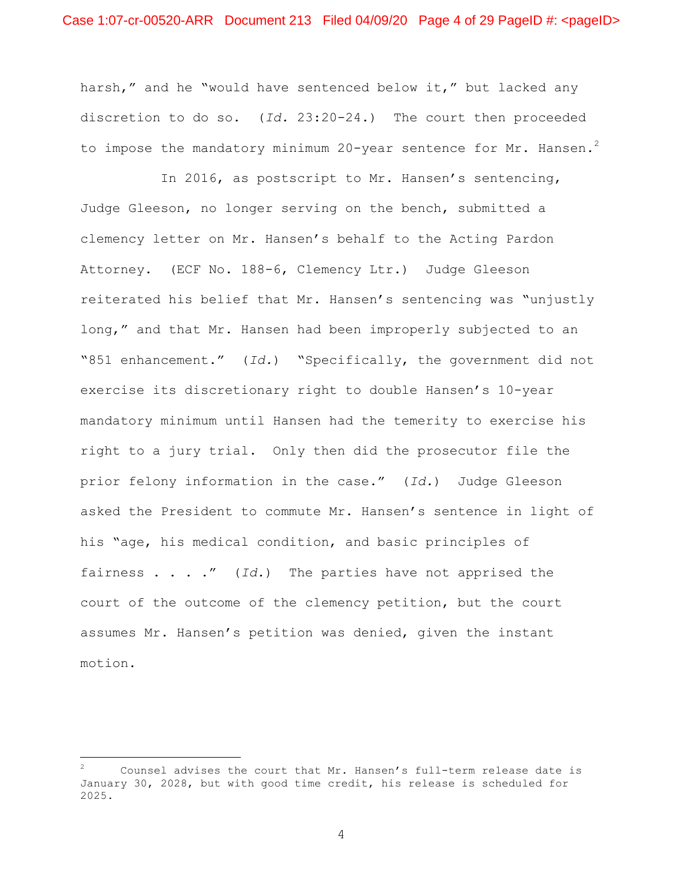harsh," and he "would have sentenced below it," but lacked any discretion to do so. (*Id.* 23:20-24.) The court then proceeded to impose the mandatory minimum 20-year sentence for Mr. Hansen.[2]

In 2016, as postscript to Mr. Hansen's sentencing, Judge Gleeson, no longer serving on the bench, submitted a clemency letter on Mr. Hansen's behalf to the Acting Pardon Attorney. (ECF No. 188-6, Clemency Ltr.) Judge Gleeson reiterated his belief that Mr. Hansen's sentencing was "unjustly long," and that Mr. Hansen had been improperly subjected to an "851 enhancement." (*Id.*) "Specifically, the government did not exercise its discretionary right to double Hansen's 10-year mandatory minimum until Hansen had the temerity to exercise his right to a jury trial. Only then did the prosecutor file the prior felony information in the case." (*Id.*) Judge Gleeson asked the President to commute Mr. Hansen's sentence in light of his "age, his medical condition, and basic principles of fairness . . . ." (*Id.*) The parties have not apprised the court of the outcome of the clemency petition, but the court assumes Mr. Hansen's petition was denied, given the instant motion.

---

[2] Counsel advises the court that Mr. Hansen's full-term release date is January 30, 2028, but with good time credit, his release is scheduled for 2025.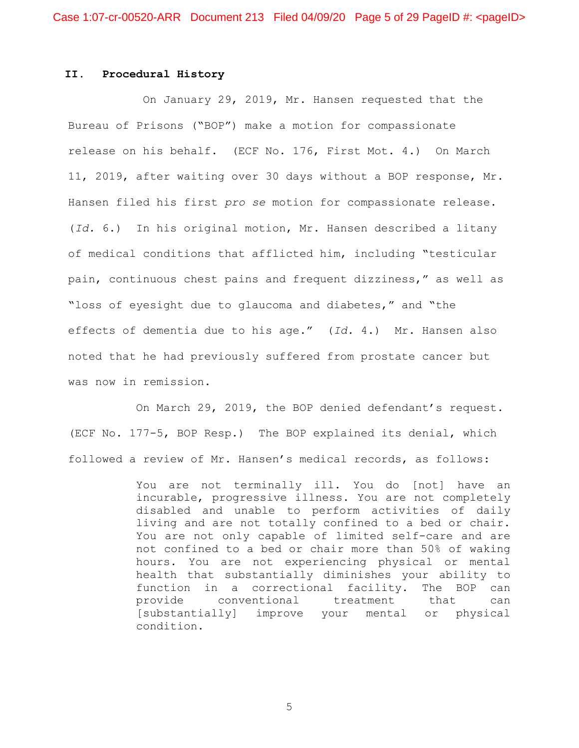## II. Procedural History

On January 29, 2019, Mr. Hansen requested that the Bureau of Prisons ("BOP") make a motion for compassionate release on his behalf. (ECF No. 176, First Mot. 4.) On March 11, 2019, after waiting over 30 days without a BOP response, Mr. Hansen filed his first *pro se* motion for compassionate release. (*Id.* 6.) In his original motion, Mr. Hansen described a litany of medical conditions that afflicted him, including "testicular pain, continuous chest pains and frequent dizziness," as well as "loss of eyesight due to glaucoma and diabetes," and "the effects of dementia due to his age." (*Id.* 4.) Mr. Hansen also noted that he had previously suffered from prostate cancer but was now in remission.

On March 29, 2019, the BOP denied defendant's request. (ECF No. 177-5, BOP Resp.) The BOP explained its denial, which followed a review of Mr. Hansen's medical records, as follows:

> You are not terminally ill. You do [not] have an incurable, progressive illness. You are not completely disabled and unable to perform activities of daily living and are not totally confined to a bed or chair. You are not only capable of limited self-care and are not confined to a bed or chair more than 50% of waking hours. You are not experiencing physical or mental health that substantially diminishes your ability to function in a correctional facility. The BOP can provide conventional treatment that can [substantially] improve your mental or physical condition.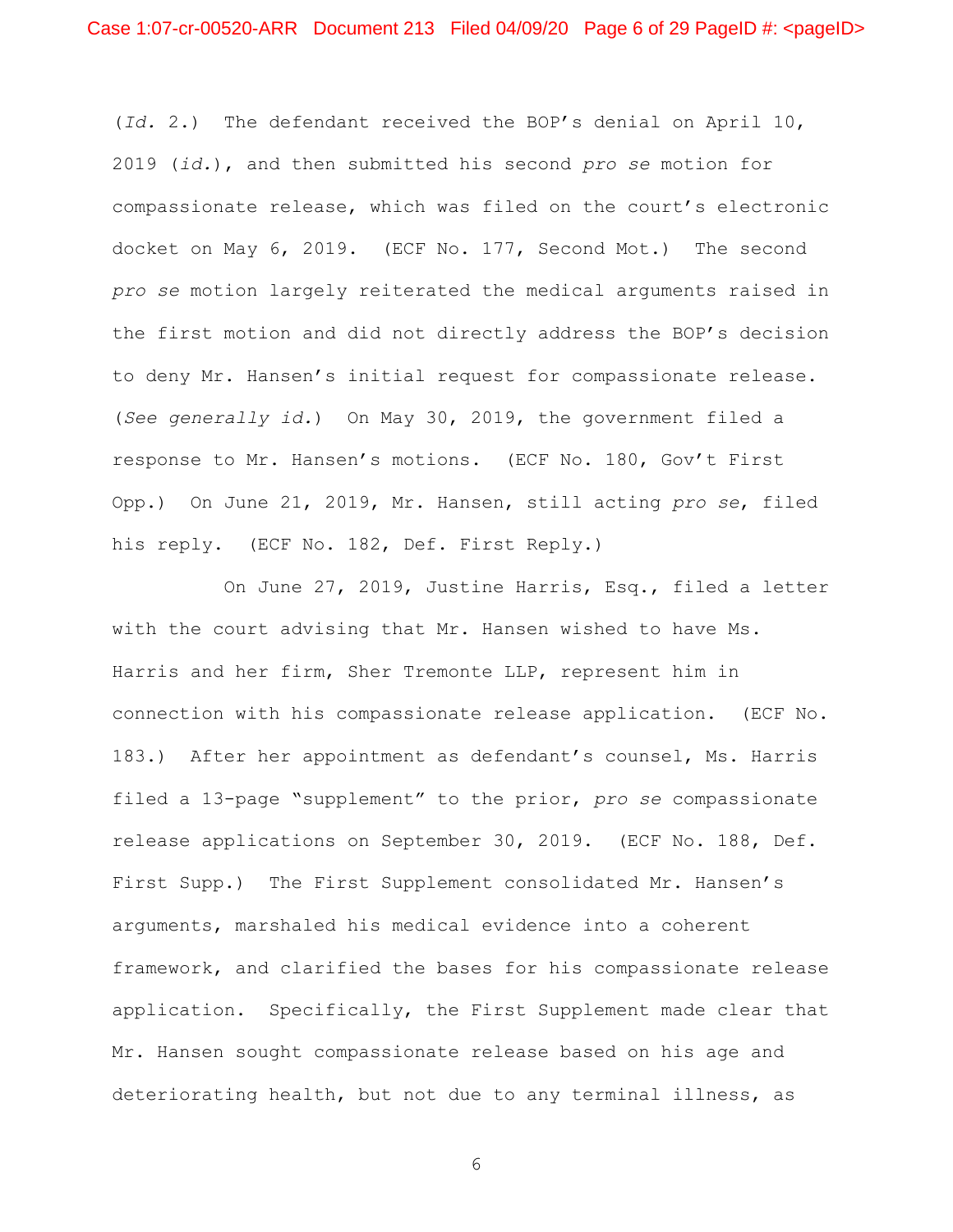(*Id.* 2.) The defendant received the BOP's denial on April 10, 2019 (*id.*), and then submitted his second *pro se* motion for compassionate release, which was filed on the court's electronic docket on May 6, 2019. (ECF No. 177, Second Mot.) The second *pro se* motion largely reiterated the medical arguments raised in the first motion and did not directly address the BOP's decision to deny Mr. Hansen's initial request for compassionate release. (*See generally id.*) On May 30, 2019, the government filed a response to Mr. Hansen's motions. (ECF No. 180, Gov't First Opp.) On June 21, 2019, Mr. Hansen, still acting *pro se*, filed his reply. (ECF No. 182, Def. First Reply.)

On June 27, 2019, Justine Harris, Esq., filed a letter with the court advising that Mr. Hansen wished to have Ms. Harris and her firm, Sher Tremonte LLP, represent him in connection with his compassionate release application. (ECF No. 183.) After her appointment as defendant's counsel, Ms. Harris filed a 13-page "supplement" to the prior, *pro se* compassionate release applications on September 30, 2019. (ECF No. 188, Def. First Supp.) The First Supplement consolidated Mr. Hansen's arguments, marshaled his medical evidence into a coherent framework, and clarified the bases for his compassionate release application. Specifically, the First Supplement made clear that Mr. Hansen sought compassionate release based on his age and deteriorating health, but not due to any terminal illness, as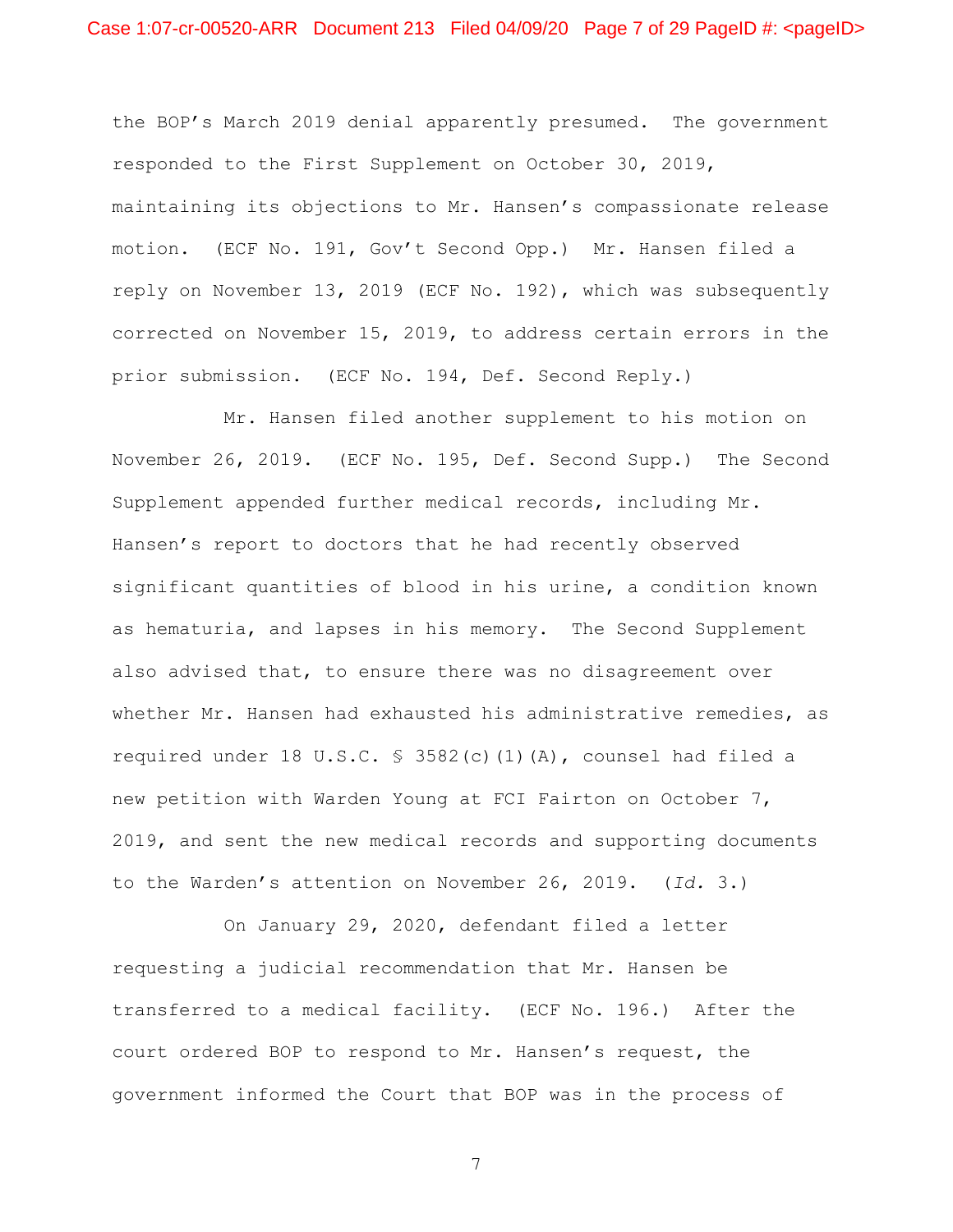the BOP's March 2019 denial apparently presumed. The government responded to the First Supplement on October 30, 2019, maintaining its objections to Mr. Hansen's compassionate release motion. (ECF No. 191, Gov't Second Opp.) Mr. Hansen filed a reply on November 13, 2019 (ECF No. 192), which was subsequently corrected on November 15, 2019, to address certain errors in the prior submission. (ECF No. 194, Def. Second Reply.)

Mr. Hansen filed another supplement to his motion on November 26, 2019. (ECF No. 195, Def. Second Supp.) The Second Supplement appended further medical records, including Mr. Hansen's report to doctors that he had recently observed significant quantities of blood in his urine, a condition known as hematuria, and lapses in his memory. The Second Supplement also advised that, to ensure there was no disagreement over whether Mr. Hansen had exhausted his administrative remedies, as required under 18 U.S.C. § 3582(c)(1)(A), counsel had filed a new petition with Warden Young at FCI Fairton on October 7, 2019, and sent the new medical records and supporting documents to the Warden's attention on November 26, 2019. (*Id.* 3.)

On January 29, 2020, defendant filed a letter requesting a judicial recommendation that Mr. Hansen be transferred to a medical facility. (ECF No. 196.) After the court ordered BOP to respond to Mr. Hansen's request, the government informed the Court that BOP was in the process of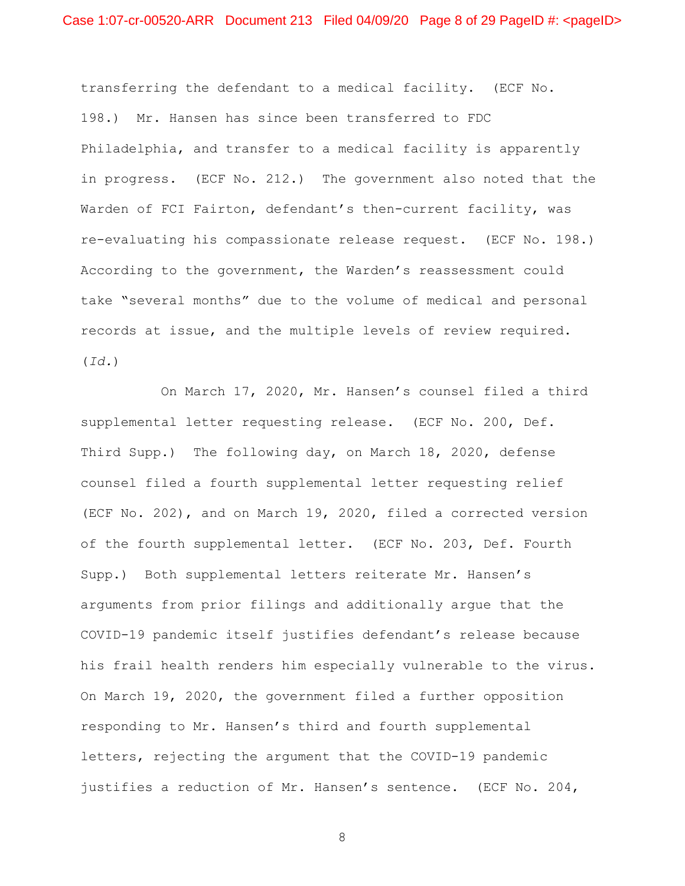transferring the defendant to a medical facility. (ECF No. 198.) Mr. Hansen has since been transferred to FDC Philadelphia, and transfer to a medical facility is apparently in progress. (ECF No. 212.) The government also noted that the Warden of FCI Fairton, defendant's then-current facility, was re-evaluating his compassionate release request. (ECF No. 198.) According to the government, the Warden's reassessment could take "several months" due to the volume of medical and personal records at issue, and the multiple levels of review required. (*Id.*)

On March 17, 2020, Mr. Hansen's counsel filed a third supplemental letter requesting release. (ECF No. 200, Def. Third Supp.) The following day, on March 18, 2020, defense counsel filed a fourth supplemental letter requesting relief (ECF No. 202), and on March 19, 2020, filed a corrected version of the fourth supplemental letter. (ECF No. 203, Def. Fourth Supp.) Both supplemental letters reiterate Mr. Hansen's arguments from prior filings and additionally argue that the COVID-19 pandemic itself justifies defendant's release because his frail health renders him especially vulnerable to the virus. On March 19, 2020, the government filed a further opposition responding to Mr. Hansen's third and fourth supplemental letters, rejecting the argument that the COVID-19 pandemic justifies a reduction of Mr. Hansen's sentence. (ECF No. 204,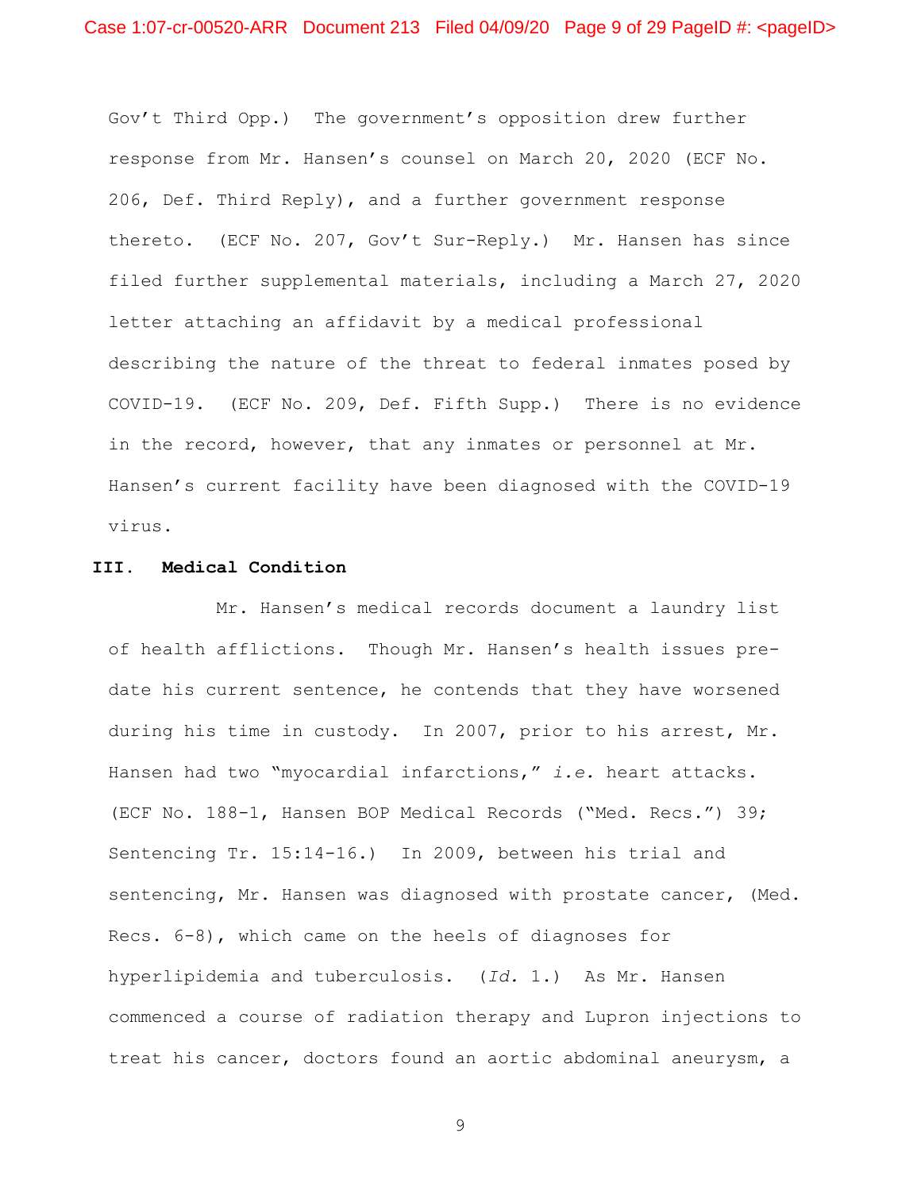Gov't Third Opp.) The government's opposition drew further response from Mr. Hansen's counsel on March 20, 2020 (ECF No. 206, Def. Third Reply), and a further government response thereto. (ECF No. 207, Gov't Sur-Reply.) Mr. Hansen has since filed further supplemental materials, including a March 27, 2020 letter attaching an affidavit by a medical professional describing the nature of the threat to federal inmates posed by COVID-19. (ECF No. 209, Def. Fifth Supp.) There is no evidence in the record, however, that any inmates or personnel at Mr. Hansen's current facility have been diagnosed with the COVID-19 virus.

## III. Medical Condition

Mr. Hansen's medical records document a laundry list of health afflictions. Though Mr. Hansen's health issues pre-date his current sentence, he contends that they have worsened during his time in custody. In 2007, prior to his arrest, Mr. Hansen had two "myocardial infarctions," *i.e.* heart attacks. (ECF No. 188-1, Hansen BOP Medical Records ("Med. Recs.") 39; Sentencing Tr. 15:14-16.) In 2009, between his trial and sentencing, Mr. Hansen was diagnosed with prostate cancer, (Med. Recs. 6-8), which came on the heels of diagnoses for hyperlipidemia and tuberculosis. (*Id.* 1.) As Mr. Hansen commenced a course of radiation therapy and Lupron injections to treat his cancer, doctors found an aortic abdominal aneurysm, a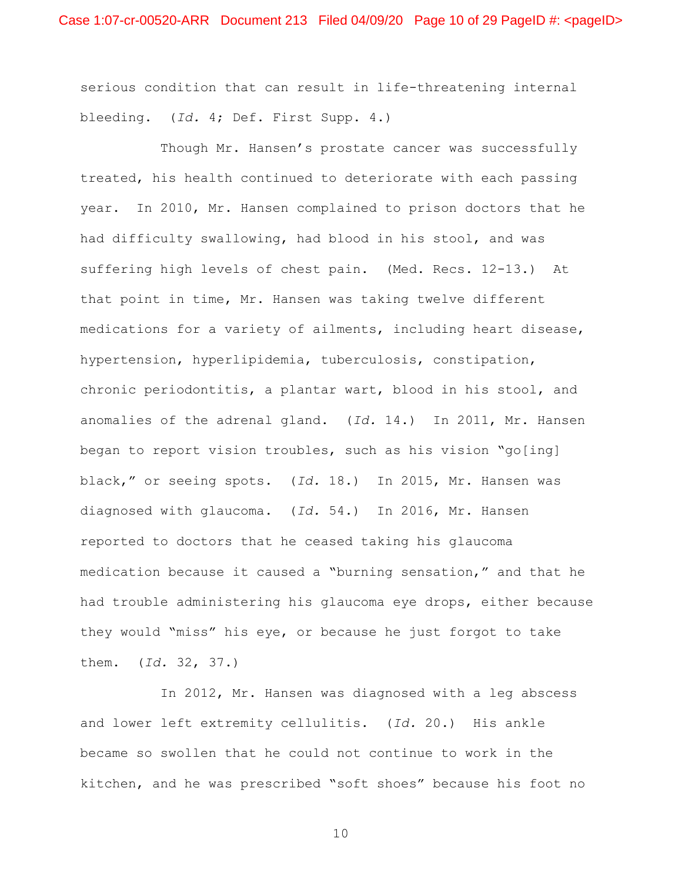serious condition that can result in life-threatening internal bleeding. (*Id.* 4; Def. First Supp. 4.)

Though Mr. Hansen's prostate cancer was successfully treated, his health continued to deteriorate with each passing year. In 2010, Mr. Hansen complained to prison doctors that he had difficulty swallowing, had blood in his stool, and was suffering high levels of chest pain. (Med. Recs. 12-13.) At that point in time, Mr. Hansen was taking twelve different medications for a variety of ailments, including heart disease, hypertension, hyperlipidemia, tuberculosis, constipation, chronic periodontitis, a plantar wart, blood in his stool, and anomalies of the adrenal gland. (*Id.* 14.) In 2011, Mr. Hansen began to report vision troubles, such as his vision "go[ing] black," or seeing spots. (*Id.* 18.) In 2015, Mr. Hansen was diagnosed with glaucoma. (*Id.* 54.) In 2016, Mr. Hansen reported to doctors that he ceased taking his glaucoma medication because it caused a "burning sensation," and that he had trouble administering his glaucoma eye drops, either because they would "miss" his eye, or because he just forgot to take them. (*Id.* 32, 37.)

In 2012, Mr. Hansen was diagnosed with a leg abscess and lower left extremity cellulitis. (*Id.* 20.) His ankle became so swollen that he could not continue to work in the kitchen, and he was prescribed "soft shoes" because his foot no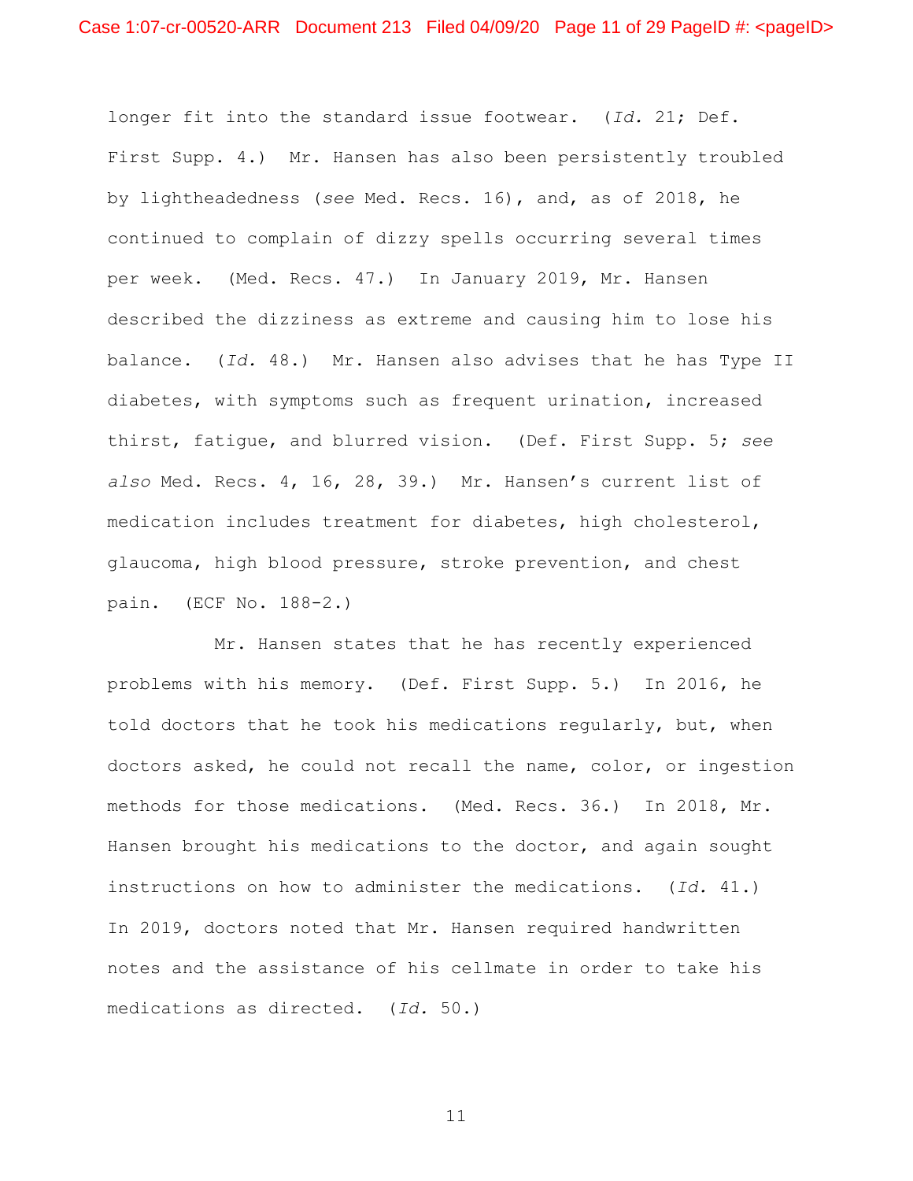longer fit into the standard issue footwear. (*Id.* 21; Def. First Supp. 4.) Mr. Hansen has also been persistently troubled by lightheadedness (*see* Med. Recs. 16), and, as of 2018, he continued to complain of dizzy spells occurring several times per week. (Med. Recs. 47.) In January 2019, Mr. Hansen described the dizziness as extreme and causing him to lose his balance. (*Id.* 48.) Mr. Hansen also advises that he has Type II diabetes, with symptoms such as frequent urination, increased thirst, fatigue, and blurred vision. (Def. First Supp. 5; *see also* Med. Recs. 4, 16, 28, 39.) Mr. Hansen's current list of medication includes treatment for diabetes, high cholesterol, glaucoma, high blood pressure, stroke prevention, and chest pain. (ECF No. 188-2.)

Mr. Hansen states that he has recently experienced problems with his memory. (Def. First Supp. 5.) In 2016, he told doctors that he took his medications regularly, but, when doctors asked, he could not recall the name, color, or ingestion methods for those medications. (Med. Recs. 36.) In 2018, Mr. Hansen brought his medications to the doctor, and again sought instructions on how to administer the medications. (*Id.* 41.) In 2019, doctors noted that Mr. Hansen required handwritten notes and the assistance of his cellmate in order to take his medications as directed. (*Id.* 50.)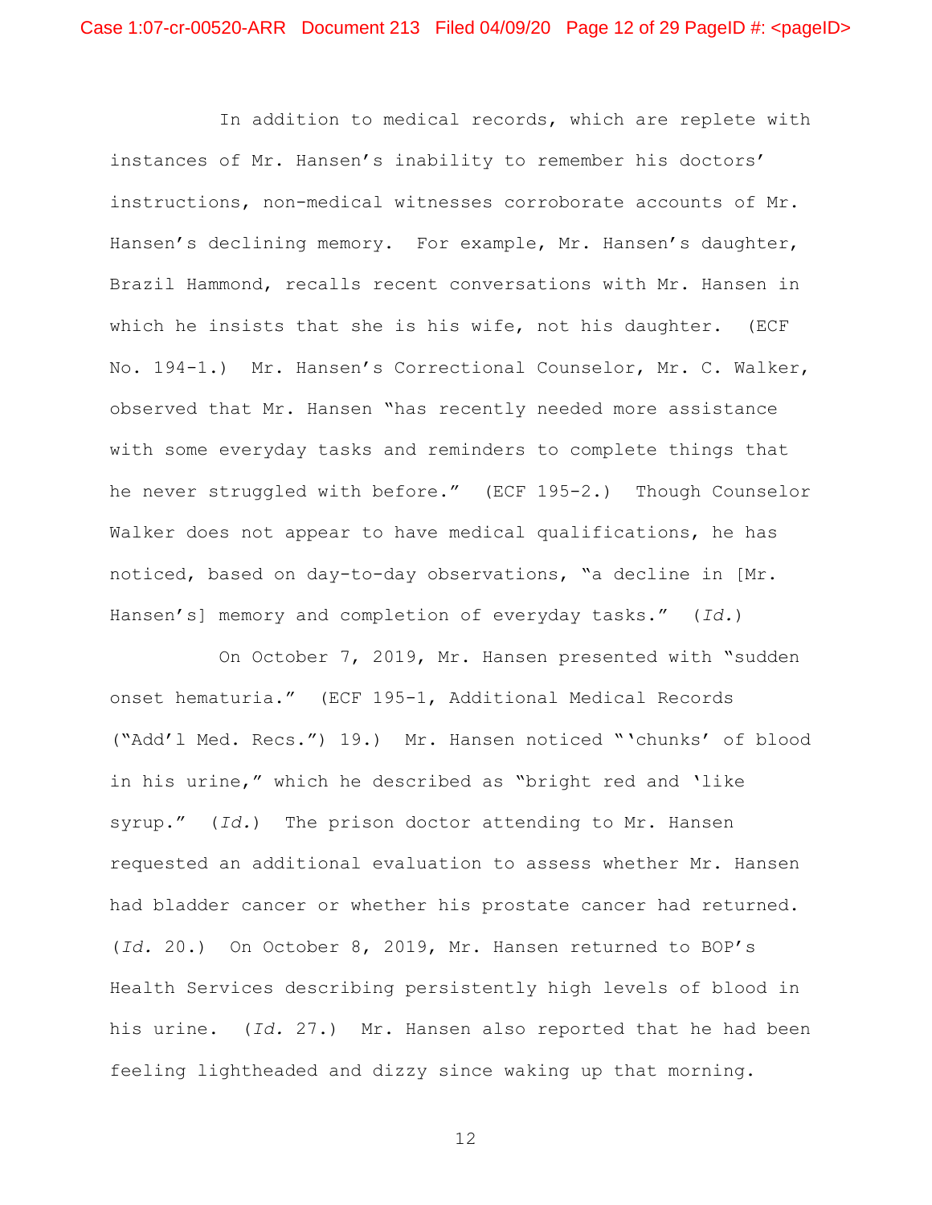In addition to medical records, which are replete with instances of Mr. Hansen's inability to remember his doctors' instructions, non-medical witnesses corroborate accounts of Mr. Hansen's declining memory. For example, Mr. Hansen's daughter, Brazil Hammond, recalls recent conversations with Mr. Hansen in which he insists that she is his wife, not his daughter. (ECF No. 194-1.) Mr. Hansen's Correctional Counselor, Mr. C. Walker, observed that Mr. Hansen "has recently needed more assistance with some everyday tasks and reminders to complete things that he never struggled with before." (ECF 195-2.) Though Counselor Walker does not appear to have medical qualifications, he has noticed, based on day-to-day observations, "a decline in [Mr. Hansen's] memory and completion of everyday tasks." (*Id.*)

On October 7, 2019, Mr. Hansen presented with "sudden onset hematuria." (ECF 195-1, Additional Medical Records ("Add'l Med. Recs.") 19.) Mr. Hansen noticed "'chunks' of blood in his urine," which he described as "bright red and 'like syrup." (*Id.*) The prison doctor attending to Mr. Hansen requested an additional evaluation to assess whether Mr. Hansen had bladder cancer or whether his prostate cancer had returned. (*Id.* 20.) On October 8, 2019, Mr. Hansen returned to BOP's Health Services describing persistently high levels of blood in his urine. (*Id.* 27.) Mr. Hansen also reported that he had been feeling lightheaded and dizzy since waking up that morning.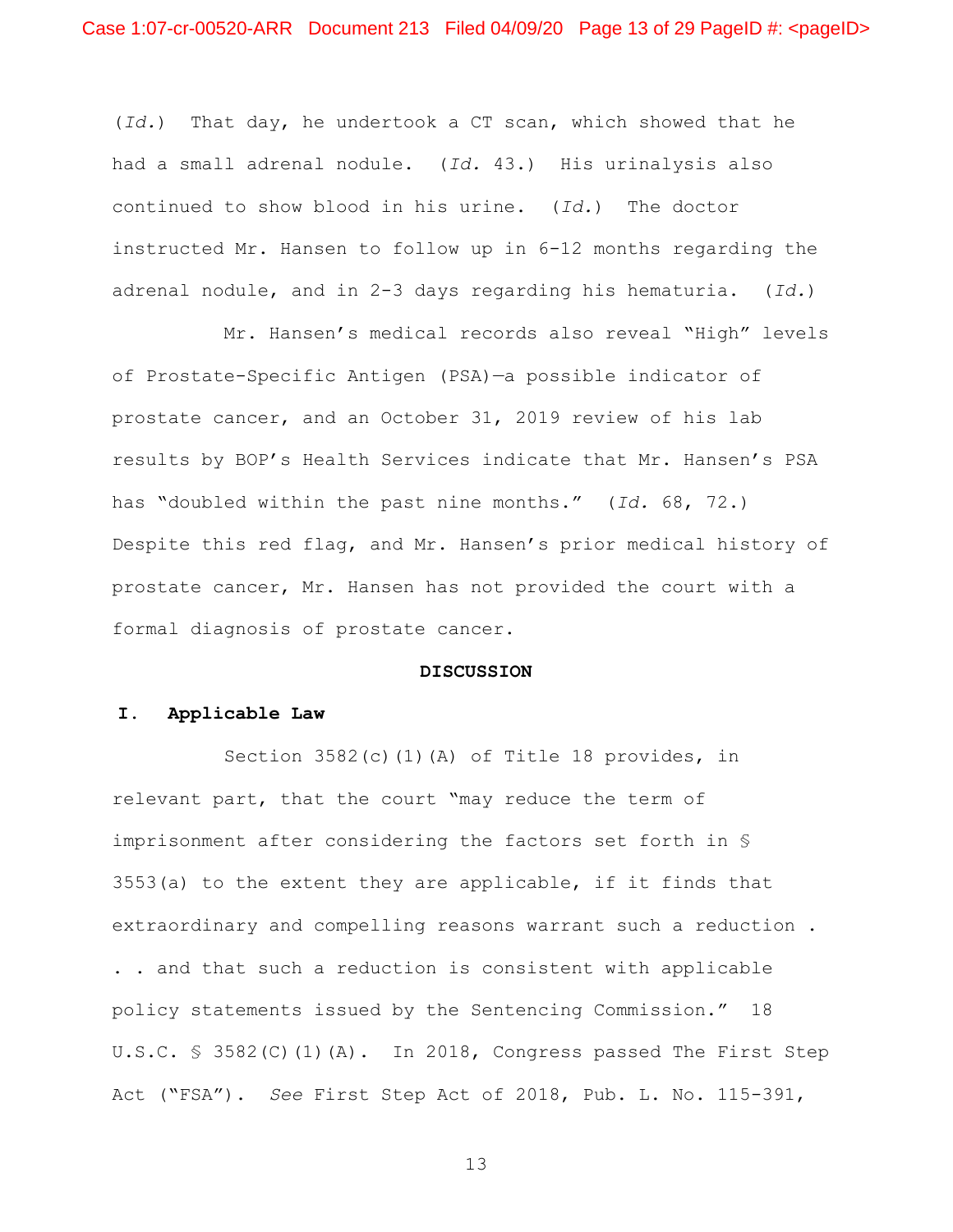(*Id.*) That day, he undertook a CT scan, which showed that he had a small adrenal nodule. (*Id.* 43.) His urinalysis also continued to show blood in his urine. (*Id.*) The doctor instructed Mr. Hansen to follow up in 6-12 months regarding the adrenal nodule, and in 2-3 days regarding his hematuria. (*Id.*)

Mr. Hansen's medical records also reveal "High" levels of Prostate-Specific Antigen (PSA)—a possible indicator of prostate cancer, and an October 31, 2019 review of his lab results by BOP's Health Services indicate that Mr. Hansen's PSA has "doubled within the past nine months." (*Id.* 68, 72.) Despite this red flag, and Mr. Hansen's prior medical history of prostate cancer, Mr. Hansen has not provided the court with a formal diagnosis of prostate cancer.

## DISCUSSION

### I. Applicable Law

Section 3582(c)(1)(A) of Title 18 provides, in relevant part, that the court "may reduce the term of imprisonment after considering the factors set forth in § 3553(a) to the extent they are applicable, if it finds that extraordinary and compelling reasons warrant such a reduction . . . and that such a reduction is consistent with applicable policy statements issued by the Sentencing Commission." 18 U.S.C. § 3582(C)(1)(A). In 2018, Congress passed The First Step Act ("FSA"). *See* First Step Act of 2018, Pub. L. No. 115-391,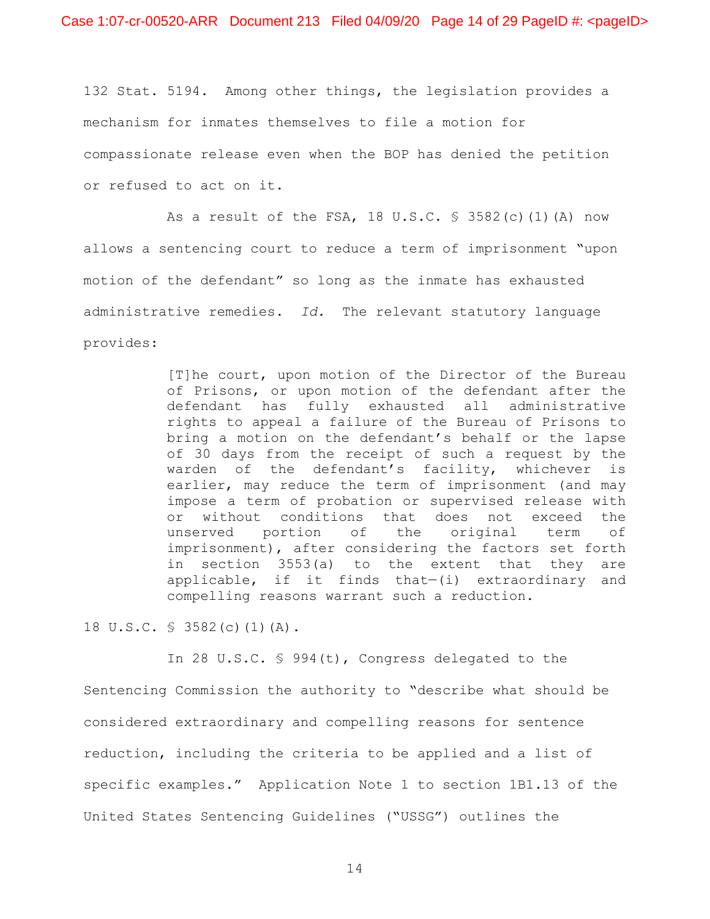132 Stat. 5194. Among other things, the legislation provides a mechanism for inmates themselves to file a motion for compassionate release even when the BOP has denied the petition or refused to act on it.

As a result of the FSA, 18 U.S.C. § 3582(c)(1)(A) now allows a sentencing court to reduce a term of imprisonment "upon motion of the defendant" so long as the inmate has exhausted administrative remedies. *Id.* The relevant statutory language provides:

> [T]he court, upon motion of the Director of the Bureau of Prisons, or upon motion of the defendant after the defendant has fully exhausted all administrative rights to appeal a failure of the Bureau of Prisons to bring a motion on the defendant's behalf or the lapse of 30 days from the receipt of such a request by the warden of the defendant's facility, whichever is earlier, may reduce the term of imprisonment (and may impose a term of probation or supervised release with or without conditions that does not exceed the unserved portion of the original term of imprisonment), after considering the factors set forth in section 3553(a) to the extent that they are applicable, if it finds that—(i) extraordinary and compelling reasons warrant such a reduction.

18 U.S.C. § 3582(c)(1)(A).

In 28 U.S.C. § 994(t), Congress delegated to the Sentencing Commission the authority to "describe what should be considered extraordinary and compelling reasons for sentence reduction, including the criteria to be applied and a list of specific examples." Application Note 1 to section 1B1.13 of the United States Sentencing Guidelines ("USSG") outlines the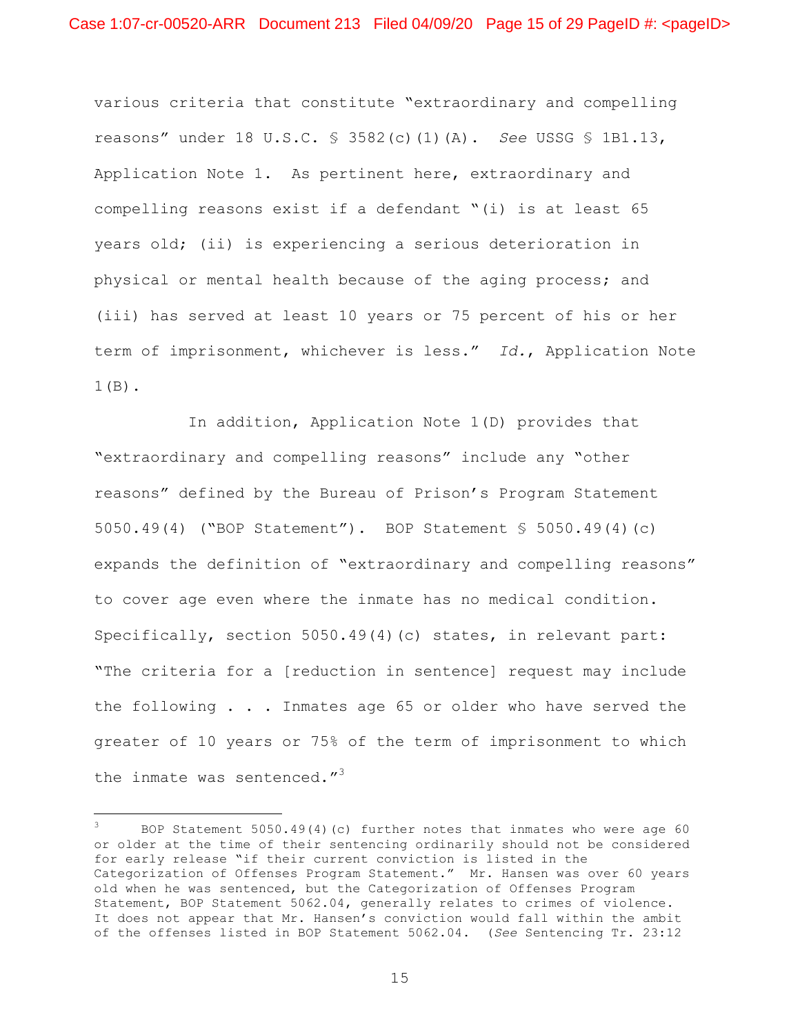various criteria that constitute "extraordinary and compelling reasons" under 18 U.S.C. § 3582(c)(1)(A). *See* USSG § 1B1.13, Application Note 1. As pertinent here, extraordinary and compelling reasons exist if a defendant "(i) is at least 65 years old; (ii) is experiencing a serious deterioration in physical or mental health because of the aging process; and (iii) has served at least 10 years or 75 percent of his or her term of imprisonment, whichever is less." *Id.*, Application Note 1(B).

In addition, Application Note 1(D) provides that "extraordinary and compelling reasons" include any "other reasons" defined by the Bureau of Prison's Program Statement 5050.49(4) ("BOP Statement"). BOP Statement § 5050.49(4)(c) expands the definition of "extraordinary and compelling reasons" to cover age even where the inmate has no medical condition. Specifically, section 5050.49(4)(c) states, in relevant part: "The criteria for a [reduction in sentence] request may include the following . . . Inmates age 65 or older who have served the greater of 10 years or 75% of the term of imprisonment to which the inmate was sentenced."[3]

---

[3] BOP Statement 5050.49(4)(c) further notes that inmates who were age 60 or older at the time of their sentencing ordinarily should not be considered for early release "if their current conviction is listed in the Categorization of Offenses Program Statement." Mr. Hansen was over 60 years old when he was sentenced, but the Categorization of Offenses Program Statement, BOP Statement 5062.04, generally relates to crimes of violence. It does not appear that Mr. Hansen's conviction would fall within the ambit of the offenses listed in BOP Statement 5062.04. (*See* Sentencing Tr. 23:12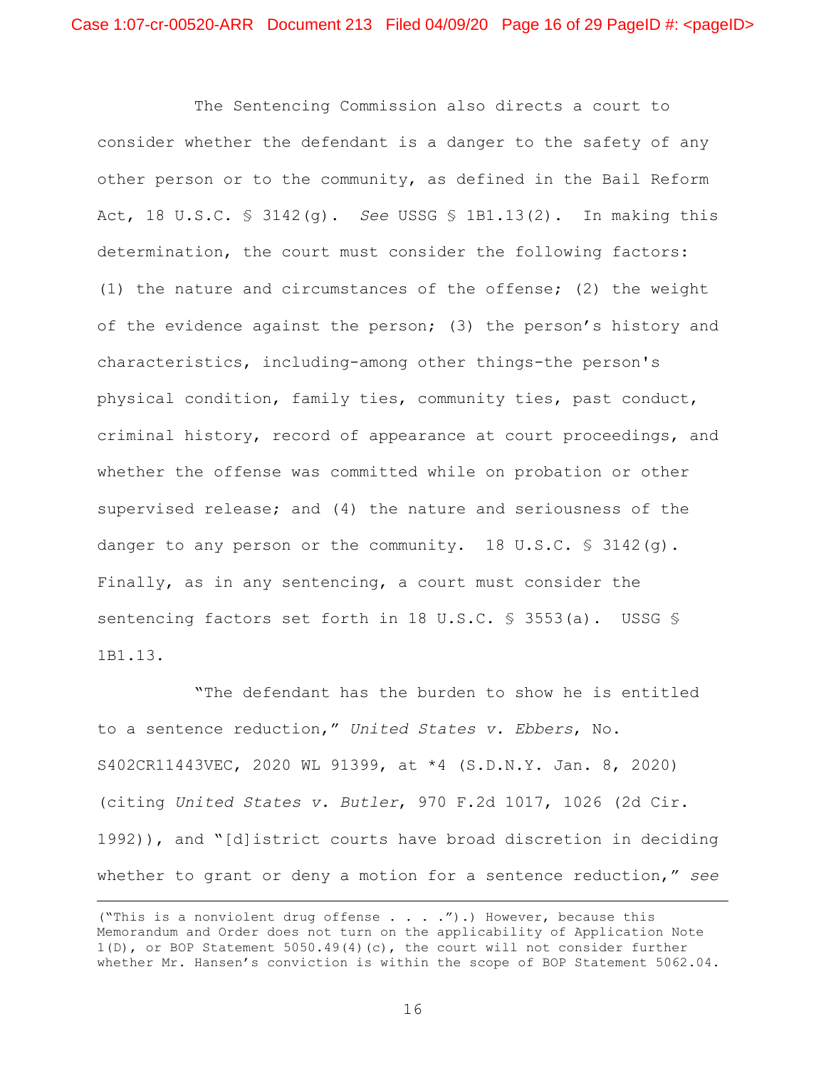The Sentencing Commission also directs a court to consider whether the defendant is a danger to the safety of any other person or to the community, as defined in the Bail Reform Act, 18 U.S.C. § 3142(g). *See* USSG § 1B1.13(2). In making this determination, the court must consider the following factors: (1) the nature and circumstances of the offense; (2) the weight of the evidence against the person; (3) the person's history and characteristics, including-among other things-the person's physical condition, family ties, community ties, past conduct, criminal history, record of appearance at court proceedings, and whether the offense was committed while on probation or other supervised release; and (4) the nature and seriousness of the danger to any person or the community. 18 U.S.C. § 3142(g). Finally, as in any sentencing, a court must consider the sentencing factors set forth in 18 U.S.C. § 3553(a). USSG § 1B1.13.

"The defendant has the burden to show he is entitled to a sentence reduction," *United States v. Ebbers*, No. S402CR11443VEC, 2020 WL 91399, at *4 (S.D.N.Y. Jan. 8, 2020) (citing *United States v. Butler*, 970 F.2d 1017, 1026 (2d Cir. 1992)), and "[d]istrict courts have broad discretion in deciding whether to grant or deny a motion for a sentence reduction," *see*

("This is a nonviolent drug offense . . . .").) However, because this Memorandum and Order does not turn on the applicability of Application Note 1(D), or BOP Statement 5050.49(4)(c), the court will not consider further whether Mr. Hansen's conviction is within the scope of BOP Statement 5062.04.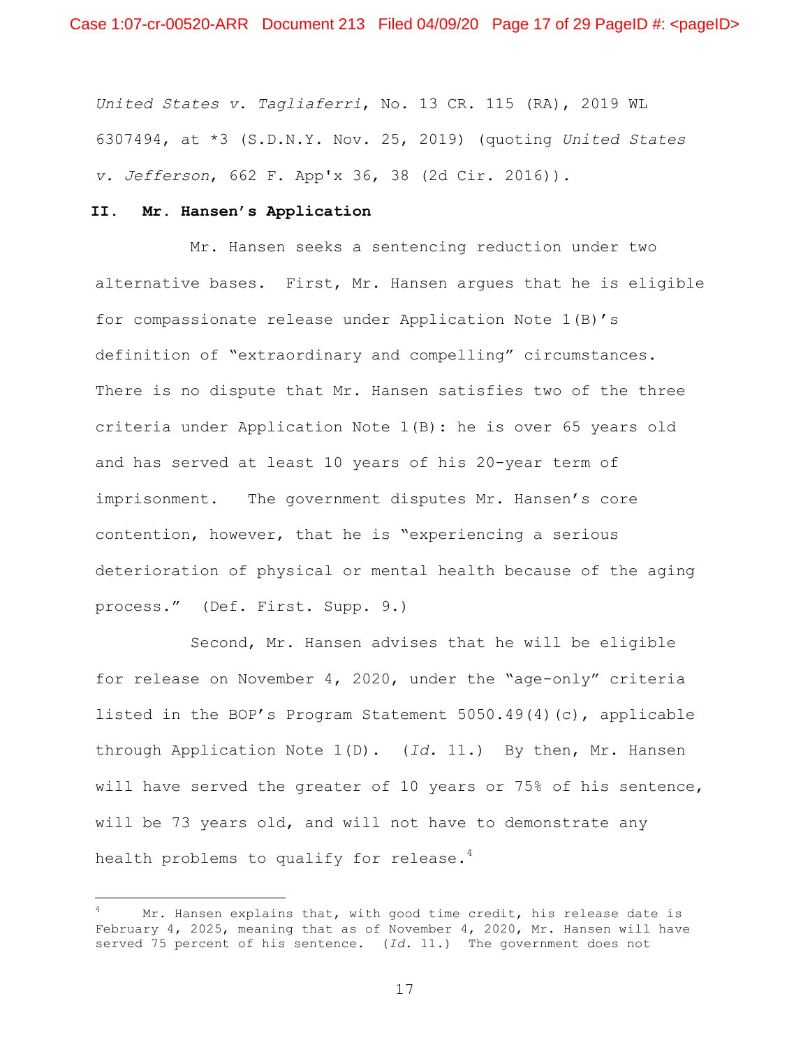*United States v. Tagliaferri*, No. 13 CR. 115 (RA), 2019 WL 6307494, at *3 (S.D.N.Y. Nov. 25, 2019) (quoting *United States v. Jefferson*, 662 F. App'x 36, 38 (2d Cir. 2016)).

## II. Mr. Hansen's Application

Mr. Hansen seeks a sentencing reduction under two alternative bases. First, Mr. Hansen argues that he is eligible for compassionate release under Application Note 1(B)'s definition of "extraordinary and compelling" circumstances. There is no dispute that Mr. Hansen satisfies two of the three criteria under Application Note 1(B): he is over 65 years old and has served at least 10 years of his 20-year term of imprisonment. The government disputes Mr. Hansen's core contention, however, that he is "experiencing a serious deterioration of physical or mental health because of the aging process." (Def. First. Supp. 9.)

Second, Mr. Hansen advises that he will be eligible for release on November 4, 2020, under the "age-only" criteria listed in the BOP's Program Statement 5050.49(4)(c), applicable through Application Note 1(D). (*Id.* 11.) By then, Mr. Hansen will have served the greater of 10 years or 75% of his sentence, will be 73 years old, and will not have to demonstrate any health problems to qualify for release.[4]

---

[4] Mr. Hansen explains that, with good time credit, his release date is February 4, 2025, meaning that as of November 4, 2020, Mr. Hansen will have served 75 percent of his sentence. (*Id.* 11.) The government does not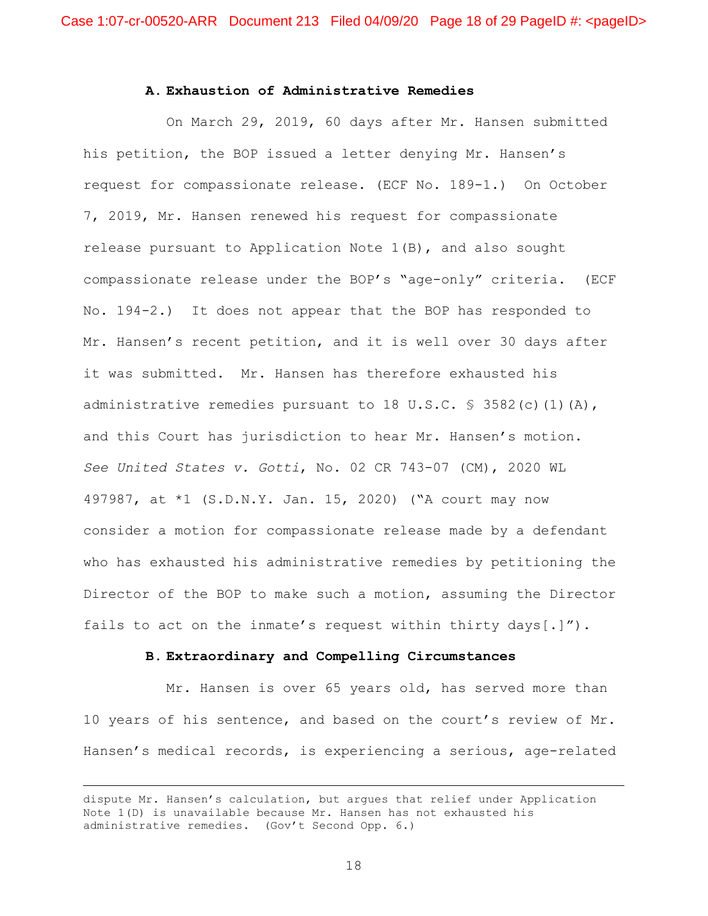### A. Exhaustion of Administrative Remedies

On March 29, 2019, 60 days after Mr. Hansen submitted his petition, the BOP issued a letter denying Mr. Hansen's request for compassionate release. (ECF No. 189-1.) On October 7, 2019, Mr. Hansen renewed his request for compassionate release pursuant to Application Note 1(B), and also sought compassionate release under the BOP's "age-only" criteria. (ECF No. 194-2.) It does not appear that the BOP has responded to Mr. Hansen's recent petition, and it is well over 30 days after it was submitted. Mr. Hansen has therefore exhausted his administrative remedies pursuant to 18 U.S.C. § 3582(c)(1)(A), and this Court has jurisdiction to hear Mr. Hansen's motion. *See United States v. Gotti*, No. 02 CR 743-07 (CM), 2020 WL 497987, at *1 (S.D.N.Y. Jan. 15, 2020) ("A court may now consider a motion for compassionate release made by a defendant who has exhausted his administrative remedies by petitioning the Director of the BOP to make such a motion, assuming the Director fails to act on the inmate's request within thirty days[.]").

### B. Extraordinary and Compelling Circumstances

Mr. Hansen is over 65 years old, has served more than 10 years of his sentence, and based on the court's review of Mr. Hansen's medical records, is experiencing a serious, age-related

---

dispute Mr. Hansen's calculation, but argues that relief under Application Note 1(D) is unavailable because Mr. Hansen has not exhausted his administrative remedies. (Gov't Second Opp. 6.)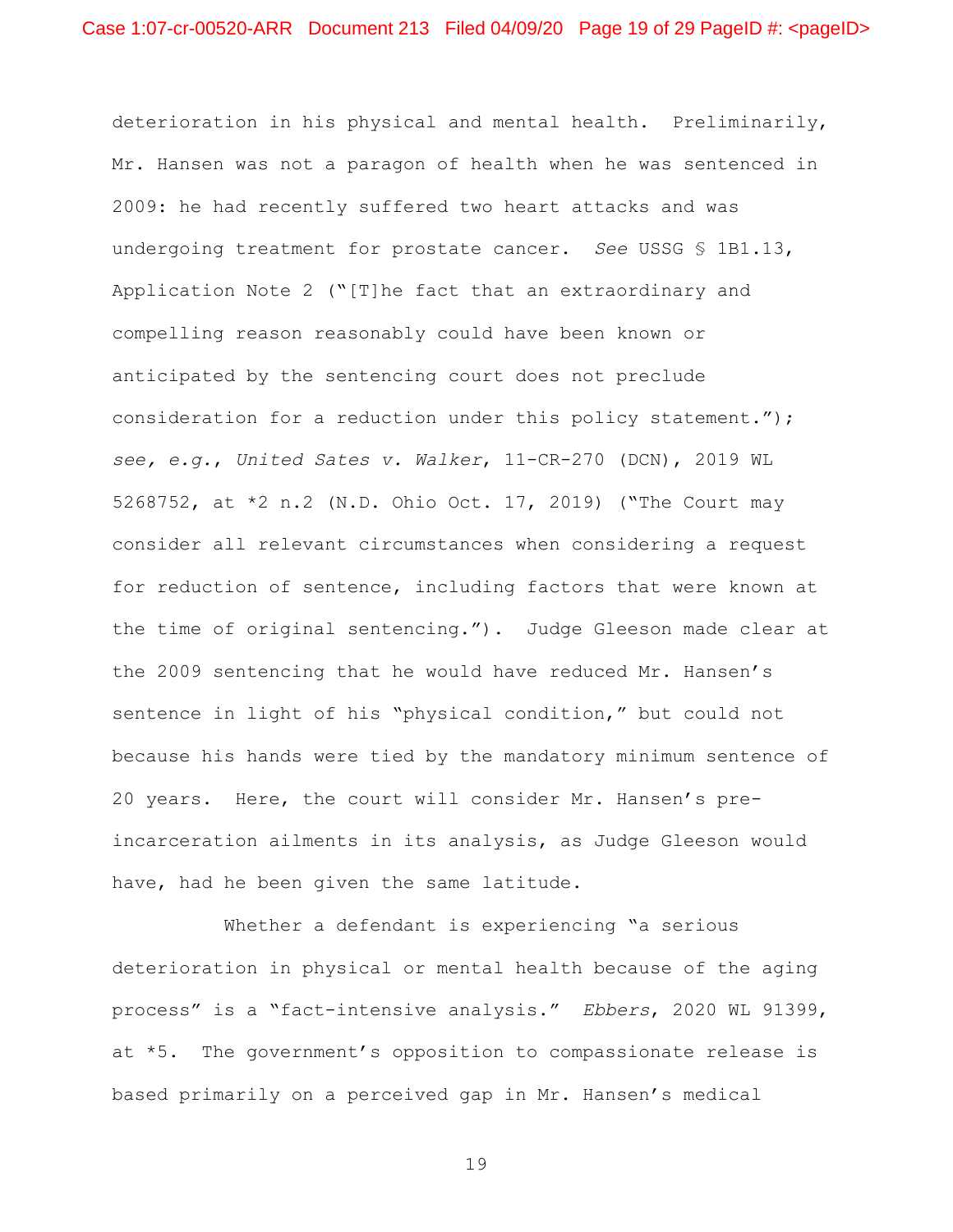deterioration in his physical and mental health. Preliminarily, Mr. Hansen was not a paragon of health when he was sentenced in 2009: he had recently suffered two heart attacks and was undergoing treatment for prostate cancer. *See* USSG § 1B1.13, Application Note 2 ("[T]he fact that an extraordinary and compelling reason reasonably could have been known or anticipated by the sentencing court does not preclude consideration for a reduction under this policy statement."); *see, e.g.*, *United Sates v. Walker*, 11-CR-270 (DCN), 2019 WL 5268752, at *2 n.2 (N.D. Ohio Oct. 17, 2019) ("The Court may consider all relevant circumstances when considering a request for reduction of sentence, including factors that were known at the time of original sentencing."). Judge Gleeson made clear at the 2009 sentencing that he would have reduced Mr. Hansen's sentence in light of his "physical condition," but could not because his hands were tied by the mandatory minimum sentence of 20 years. Here, the court will consider Mr. Hansen's pre-incarceration ailments in its analysis, as Judge Gleeson would have, had he been given the same latitude.

Whether a defendant is experiencing "a serious deterioration in physical or mental health because of the aging process" is a "fact-intensive analysis." *Ebbers*, 2020 WL 91399, at *5. The government's opposition to compassionate release is based primarily on a perceived gap in Mr. Hansen's medical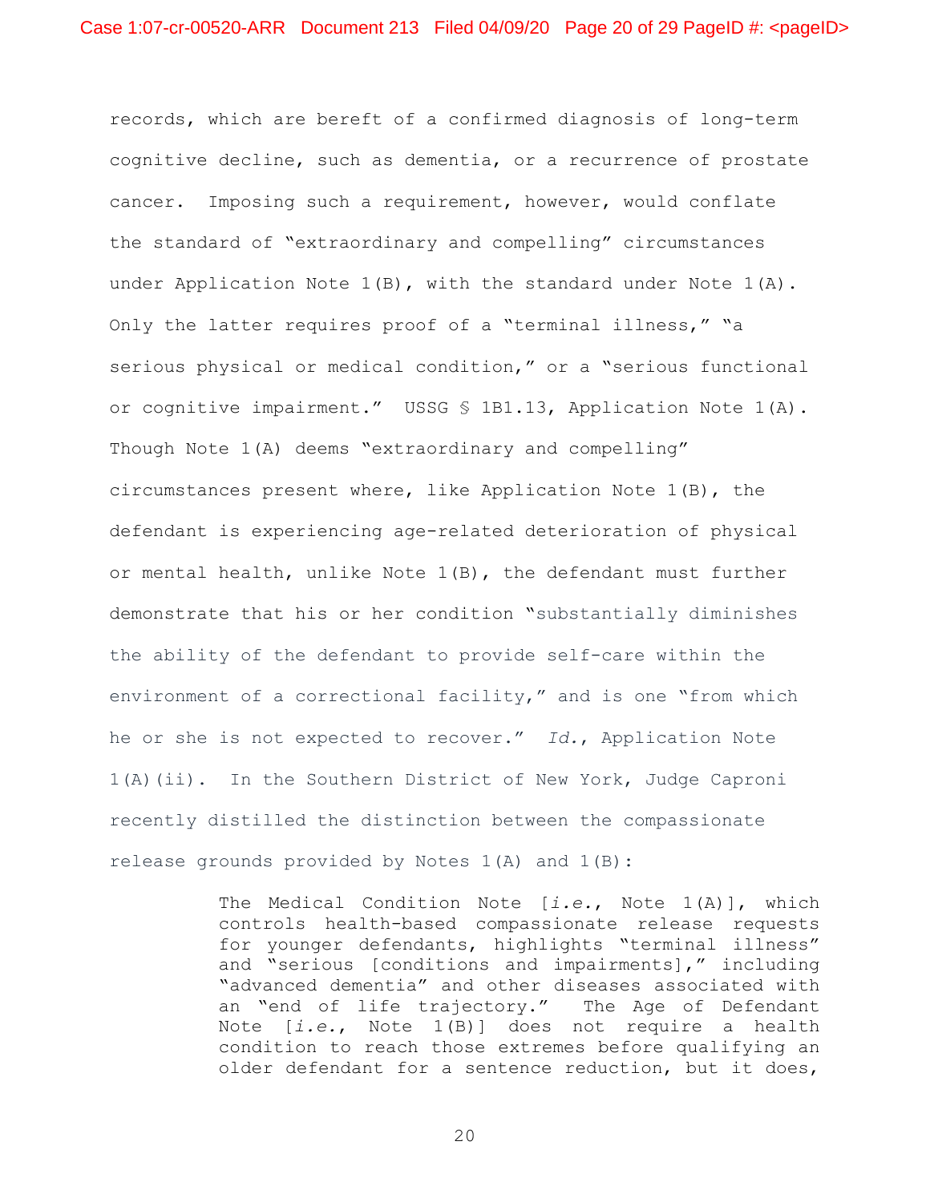records, which are bereft of a confirmed diagnosis of long-term cognitive decline, such as dementia, or a recurrence of prostate cancer. Imposing such a requirement, however, would conflate the standard of "extraordinary and compelling" circumstances under Application Note 1(B), with the standard under Note 1(A). Only the latter requires proof of a "terminal illness," "a serious physical or medical condition," or a "serious functional or cognitive impairment." USSG § 1B1.13, Application Note 1(A). Though Note 1(A) deems "extraordinary and compelling" circumstances present where, like Application Note 1(B), the defendant is experiencing age-related deterioration of physical or mental health, unlike Note 1(B), the defendant must further demonstrate that his or her condition "substantially diminishes the ability of the defendant to provide self-care within the environment of a correctional facility," and is one "from which he or she is not expected to recover." *Id.*, Application Note 1(A)(ii). In the Southern District of New York, Judge Caproni recently distilled the distinction between the compassionate release grounds provided by Notes 1(A) and 1(B):

> The Medical Condition Note [*i.e.*, Note 1(A)], which controls health-based compassionate release requests for younger defendants, highlights "terminal illness" and "serious [conditions and impairments]," including "advanced dementia" and other diseases associated with an "end of life trajectory." The Age of Defendant Note [*i.e.*, Note 1(B)] does not require a health condition to reach those extremes before qualifying an older defendant for a sentence reduction, but it does,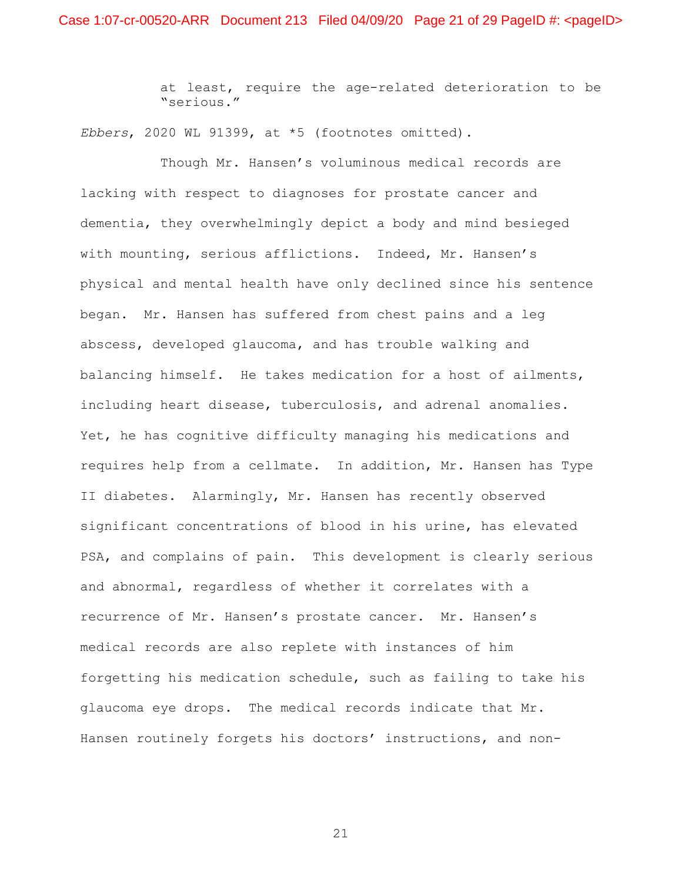> at least, require the age-related deterioration to be "serious."

*Ebbers*, 2020 WL 91399, at *5 (footnotes omitted).

Though Mr. Hansen's voluminous medical records are lacking with respect to diagnoses for prostate cancer and dementia, they overwhelmingly depict a body and mind besieged with mounting, serious afflictions. Indeed, Mr. Hansen's physical and mental health have only declined since his sentence began. Mr. Hansen has suffered from chest pains and a leg abscess, developed glaucoma, and has trouble walking and balancing himself. He takes medication for a host of ailments, including heart disease, tuberculosis, and adrenal anomalies. Yet, he has cognitive difficulty managing his medications and requires help from a cellmate. In addition, Mr. Hansen has Type II diabetes. Alarmingly, Mr. Hansen has recently observed significant concentrations of blood in his urine, has elevated PSA, and complains of pain. This development is clearly serious and abnormal, regardless of whether it correlates with a recurrence of Mr. Hansen's prostate cancer. Mr. Hansen's medical records are also replete with instances of him forgetting his medication schedule, such as failing to take his glaucoma eye drops. The medical records indicate that Mr. Hansen routinely forgets his doctors' instructions, and non-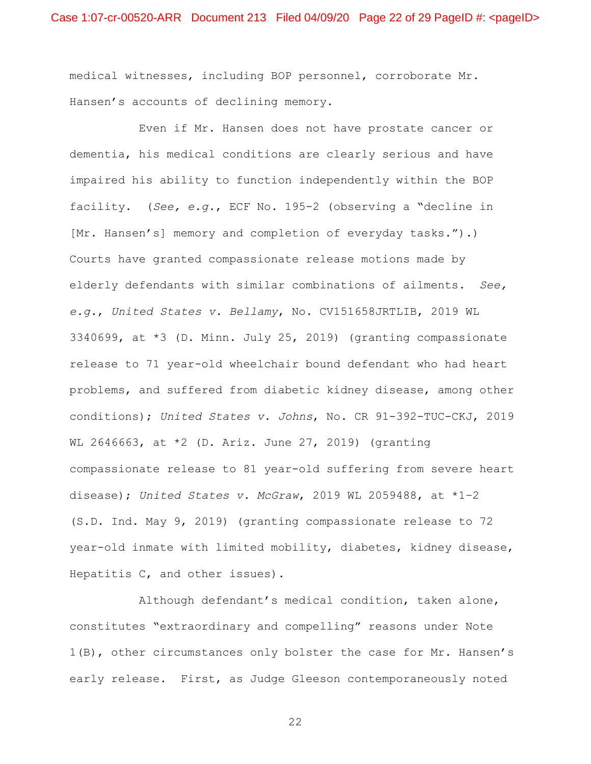medical witnesses, including BOP personnel, corroborate Mr. Hansen's accounts of declining memory.

Even if Mr. Hansen does not have prostate cancer or dementia, his medical conditions are clearly serious and have impaired his ability to function independently within the BOP facility. (*See, e.g.*, ECF No. 195-2 (observing a "decline in [Mr. Hansen's] memory and completion of everyday tasks.").) Courts have granted compassionate release motions made by elderly defendants with similar combinations of ailments. *See, e.g.*, *United States v. Bellamy*, No. CV151658JRTLIB, 2019 WL 3340699, at *3 (D. Minn. July 25, 2019) (granting compassionate release to 71 year-old wheelchair bound defendant who had heart problems, and suffered from diabetic kidney disease, among other conditions); *United States v. Johns*, No. CR 91-392-TUC-CKJ, 2019 WL 2646663, at *2 (D. Ariz. June 27, 2019) (granting compassionate release to 81 year-old suffering from severe heart disease); *United States v. McGraw*, 2019 WL 2059488, at *1-2 (S.D. Ind. May 9, 2019) (granting compassionate release to 72 year-old inmate with limited mobility, diabetes, kidney disease, Hepatitis C, and other issues).

Although defendant's medical condition, taken alone, constitutes "extraordinary and compelling" reasons under Note 1(B), other circumstances only bolster the case for Mr. Hansen's early release. First, as Judge Gleeson contemporaneously noted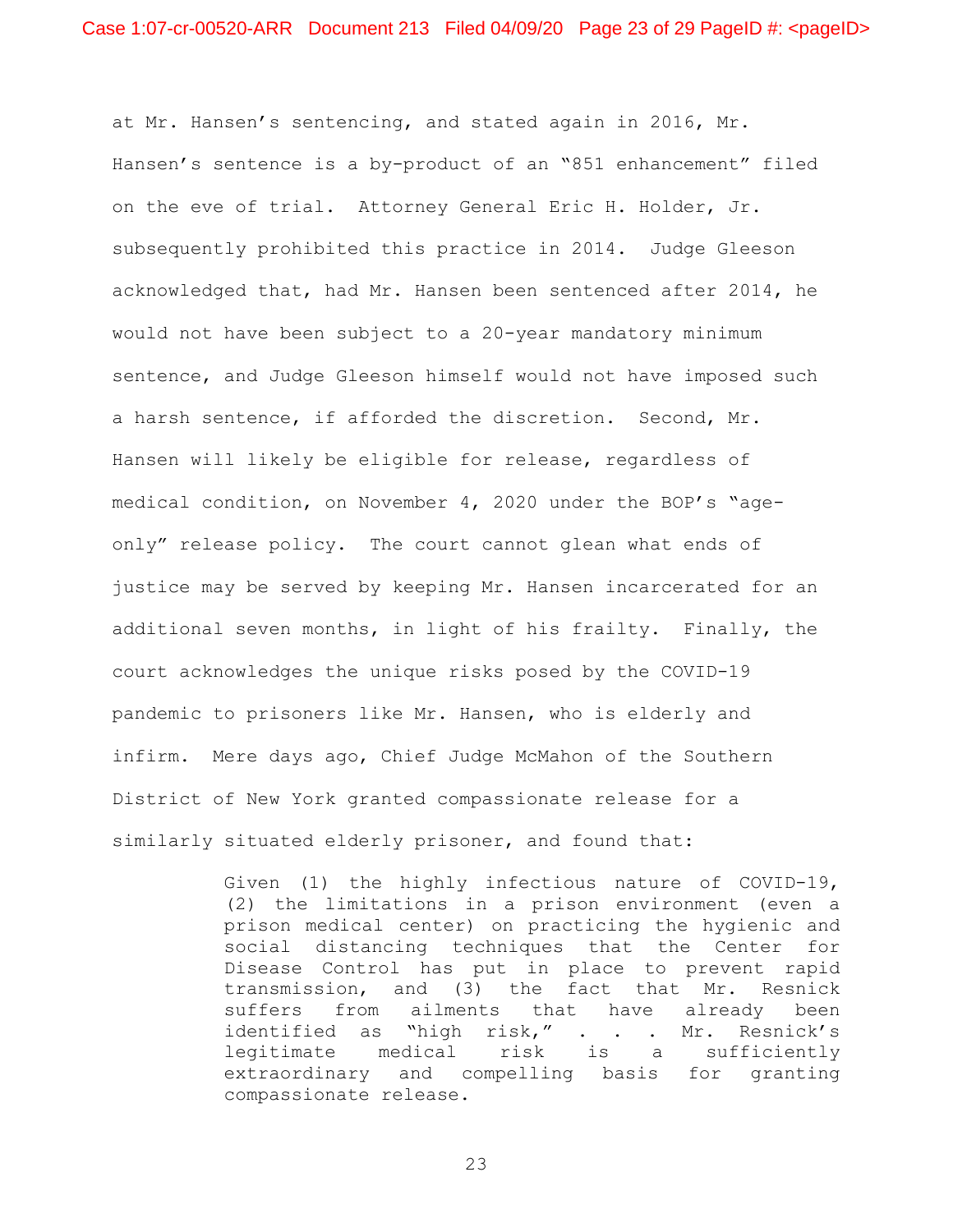at Mr. Hansen's sentencing, and stated again in 2016, Mr. Hansen's sentence is a by-product of an "851 enhancement" filed on the eve of trial. Attorney General Eric H. Holder, Jr. subsequently prohibited this practice in 2014. Judge Gleeson acknowledged that, had Mr. Hansen been sentenced after 2014, he would not have been subject to a 20-year mandatory minimum sentence, and Judge Gleeson himself would not have imposed such a harsh sentence, if afforded the discretion. Second, Mr. Hansen will likely be eligible for release, regardless of medical condition, on November 4, 2020 under the BOP's "age-only" release policy. The court cannot glean what ends of justice may be served by keeping Mr. Hansen incarcerated for an additional seven months, in light of his frailty. Finally, the court acknowledges the unique risks posed by the COVID-19 pandemic to prisoners like Mr. Hansen, who is elderly and infirm. Mere days ago, Chief Judge McMahon of the Southern District of New York granted compassionate release for a similarly situated elderly prisoner, and found that:

> Given (1) the highly infectious nature of COVID-19, (2) the limitations in a prison environment (even a prison medical center) on practicing the hygienic and social distancing techniques that the Center for Disease Control has put in place to prevent rapid transmission, and (3) the fact that Mr. Resnick suffers from ailments that have already been identified as "high risk," . . . Mr. Resnick's legitimate medical risk is a sufficiently extraordinary and compelling basis for granting compassionate release.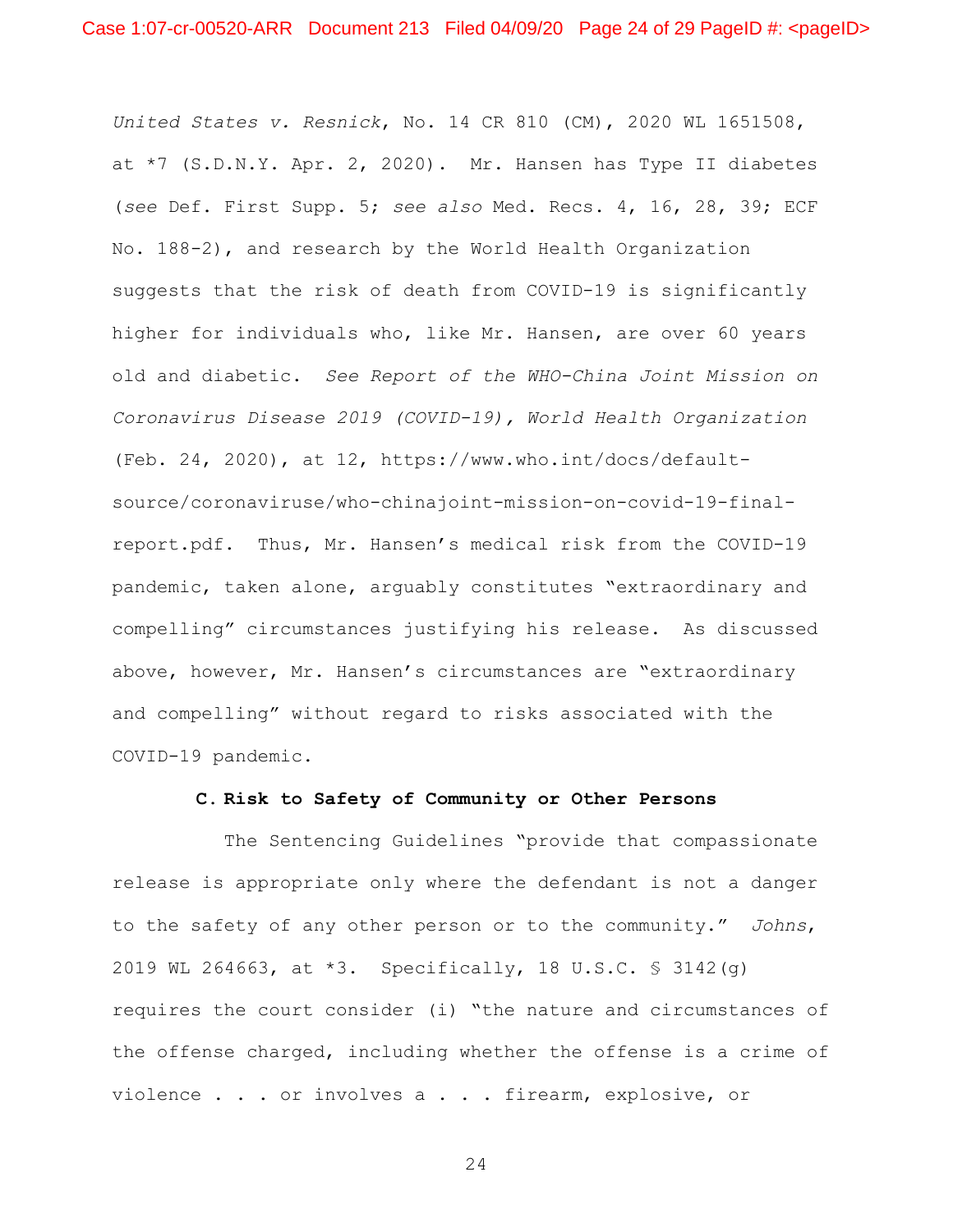*United States v. Resnick*, No. 14 CR 810 (CM), 2020 WL 1651508, at *7 (S.D.N.Y. Apr. 2, 2020). Mr. Hansen has Type II diabetes (*see* Def. First Supp. 5; *see also* Med. Recs. 4, 16, 28, 39; ECF No. 188-2), and research by the World Health Organization suggests that the risk of death from COVID-19 is significantly higher for individuals who, like Mr. Hansen, are over 60 years old and diabetic. *See Report of the WHO-China Joint Mission on Coronavirus Disease 2019 (COVID-19), World Health Organization* (Feb. 24, 2020), at 12, https://www.who.int/docs/default-source/coronaviruse/who-chinajoint-mission-on-covid-19-final-report.pdf. Thus, Mr. Hansen's medical risk from the COVID-19 pandemic, taken alone, arguably constitutes "extraordinary and compelling" circumstances justifying his release. As discussed above, however, Mr. Hansen's circumstances are "extraordinary and compelling" without regard to risks associated with the COVID-19 pandemic.

### C. Risk to Safety of Community or Other Persons

The Sentencing Guidelines "provide that compassionate release is appropriate only where the defendant is not a danger to the safety of any other person or to the community." *Johns*, 2019 WL 264663, at *3. Specifically, 18 U.S.C. § 3142(g) requires the court consider (i) "the nature and circumstances of the offense charged, including whether the offense is a crime of violence . . . or involves a . . . firearm, explosive, or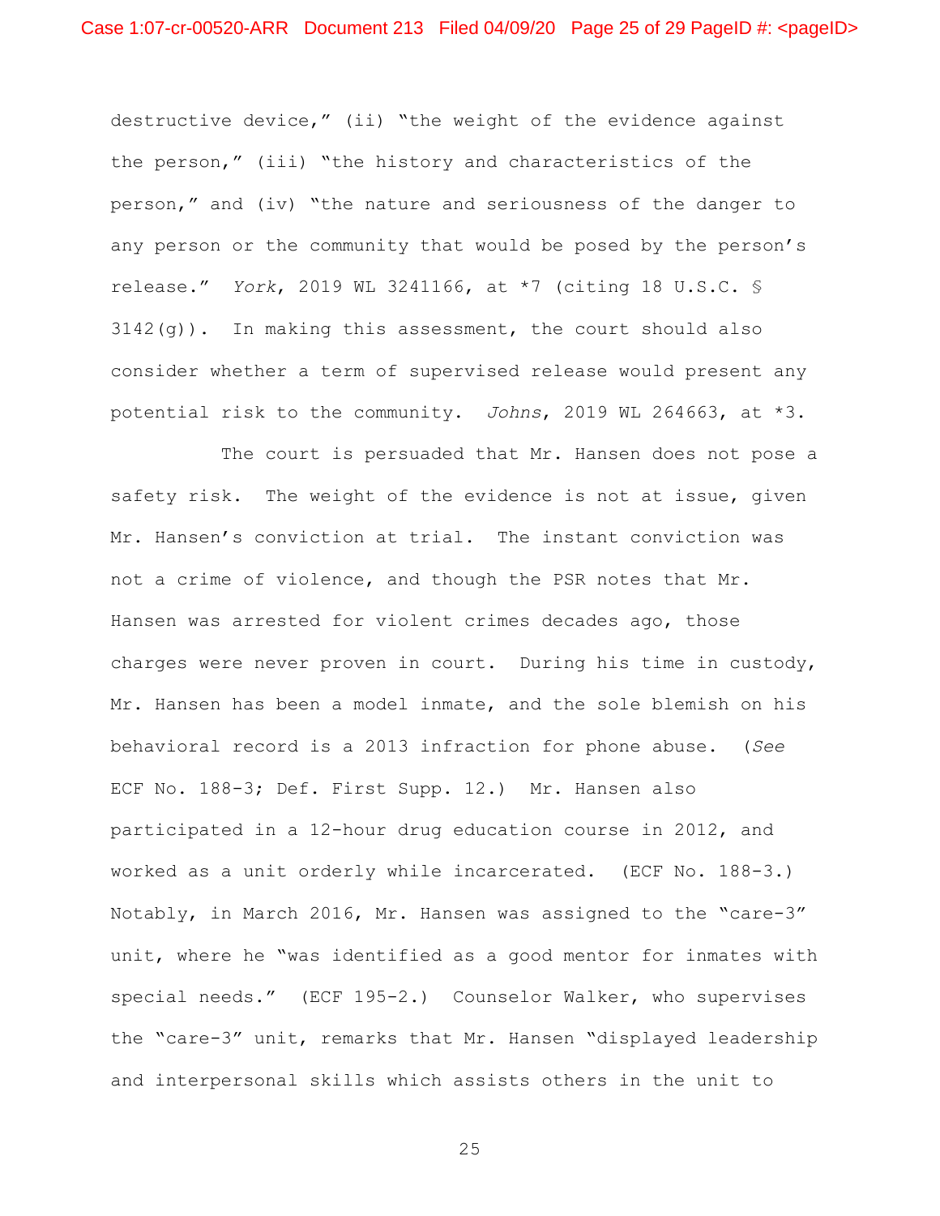destructive device," (ii) "the weight of the evidence against the person," (iii) "the history and characteristics of the person," and (iv) "the nature and seriousness of the danger to any person or the community that would be posed by the person's release." *York*, 2019 WL 3241166, at *7 (citing 18 U.S.C. § 3142(g)). In making this assessment, the court should also consider whether a term of supervised release would present any potential risk to the community. *Johns*, 2019 WL 264663, at *3.

The court is persuaded that Mr. Hansen does not pose a safety risk. The weight of the evidence is not at issue, given Mr. Hansen's conviction at trial. The instant conviction was not a crime of violence, and though the PSR notes that Mr. Hansen was arrested for violent crimes decades ago, those charges were never proven in court. During his time in custody, Mr. Hansen has been a model inmate, and the sole blemish on his behavioral record is a 2013 infraction for phone abuse. (*See* ECF No. 188-3; Def. First Supp. 12.) Mr. Hansen also participated in a 12-hour drug education course in 2012, and worked as a unit orderly while incarcerated. (ECF No. 188-3.) Notably, in March 2016, Mr. Hansen was assigned to the "care-3" unit, where he "was identified as a good mentor for inmates with special needs." (ECF 195-2.) Counselor Walker, who supervises the "care-3" unit, remarks that Mr. Hansen "displayed leadership and interpersonal skills which assists others in the unit to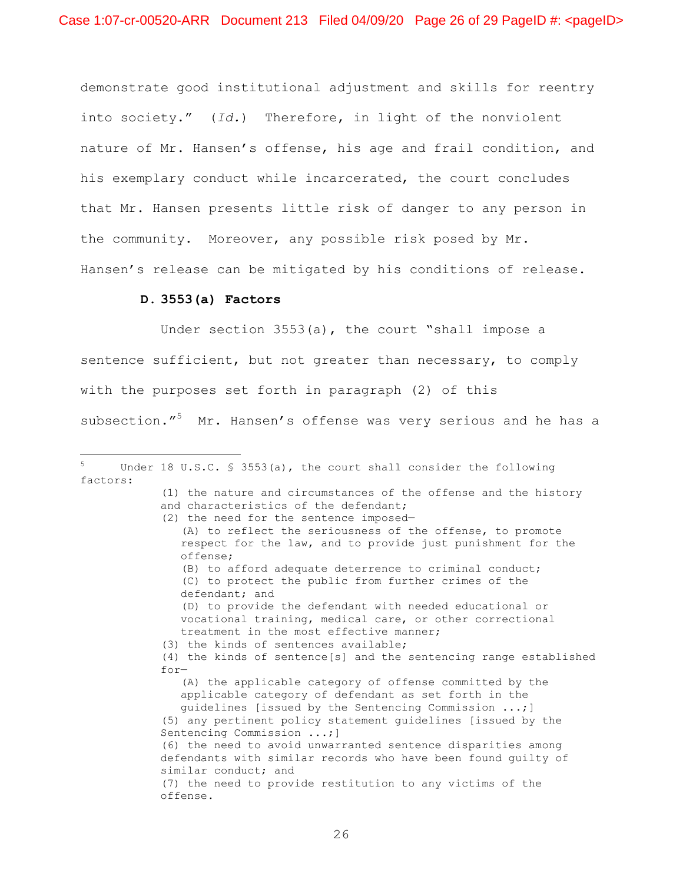demonstrate good institutional adjustment and skills for reentry into society." (*Id.*) Therefore, in light of the nonviolent nature of Mr. Hansen's offense, his age and frail condition, and his exemplary conduct while incarcerated, the court concludes that Mr. Hansen presents little risk of danger to any person in the community. Moreover, any possible risk posed by Mr. Hansen's release can be mitigated by his conditions of release.

**D. 3553(a) Factors**

Under section 3553(a), the court "shall impose a sentence sufficient, but not greater than necessary, to comply with the purposes set forth in paragraph (2) of this subsection."[5] Mr. Hansen's offense was very serious and he has a

---

[5] Under 18 U.S.C. § 3553(a), the court shall consider the following factors:

> (1) the nature and circumstances of the offense and the history and characteristics of the defendant;
> (2) the need for the sentence imposed—
> > (A) to reflect the seriousness of the offense, to promote respect for the law, and to provide just punishment for the offense;
> > (B) to afford adequate deterrence to criminal conduct;
> > (C) to protect the public from further crimes of the defendant; and
> > (D) to provide the defendant with needed educational or vocational training, medical care, or other correctional treatment in the most effective manner;
>
> (3) the kinds of sentences available;
> (4) the kinds of sentence[s] and the sentencing range established for—
> > (A) the applicable category of offense committed by the applicable category of defendant as set forth in the guidelines [issued by the Sentencing Commission ...;]
>
> (5) any pertinent policy statement guidelines [issued by the Sentencing Commission ...;]
> (6) the need to avoid unwarranted sentence disparities among defendants with similar records who have been found guilty of similar conduct; and
> (7) the need to provide restitution to any victims of the offense.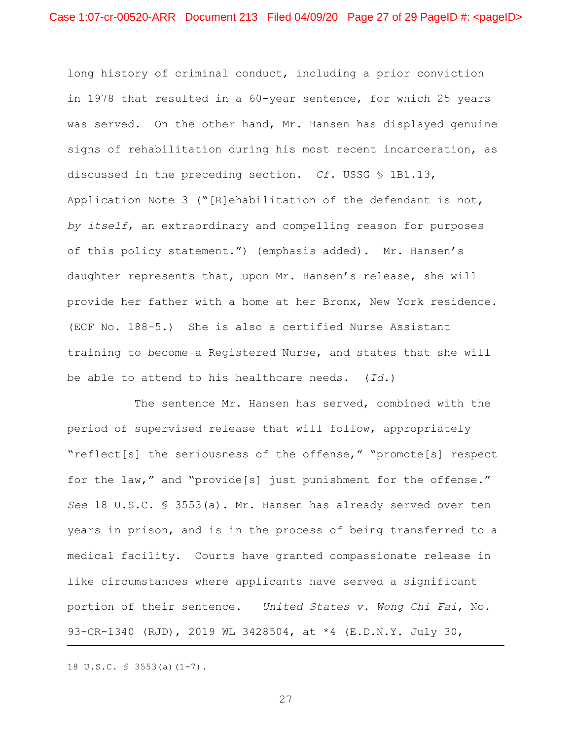long history of criminal conduct, including a prior conviction in 1978 that resulted in a 60-year sentence, for which 25 years was served. On the other hand, Mr. Hansen has displayed genuine signs of rehabilitation during his most recent incarceration, as discussed in the preceding section. *Cf.* USSG § 1B1.13, Application Note 3 ("[R]ehabilitation of the defendant is not, *by itself*, an extraordinary and compelling reason for purposes of this policy statement.") (emphasis added). Mr. Hansen's daughter represents that, upon Mr. Hansen's release, she will provide her father with a home at her Bronx, New York residence. (ECF No. 188-5.) She is also a certified Nurse Assistant training to become a Registered Nurse, and states that she will be able to attend to his healthcare needs. (*Id.*)

The sentence Mr. Hansen has served, combined with the period of supervised release that will follow, appropriately "reflect[s] the seriousness of the offense," "promote[s] respect for the law," and "provide[s] just punishment for the offense." *See* 18 U.S.C. § 3553(a). Mr. Hansen has already served over ten years in prison, and is in the process of being transferred to a medical facility. Courts have granted compassionate release in like circumstances where applicants have served a significant portion of their sentence. *United States v. Wong Chi Fai*, No. 93-CR-1340 (RJD), 2019 WL 3428504, at *4 (E.D.N.Y. July 30,

---

18 U.S.C. § 3553(a)(1-7).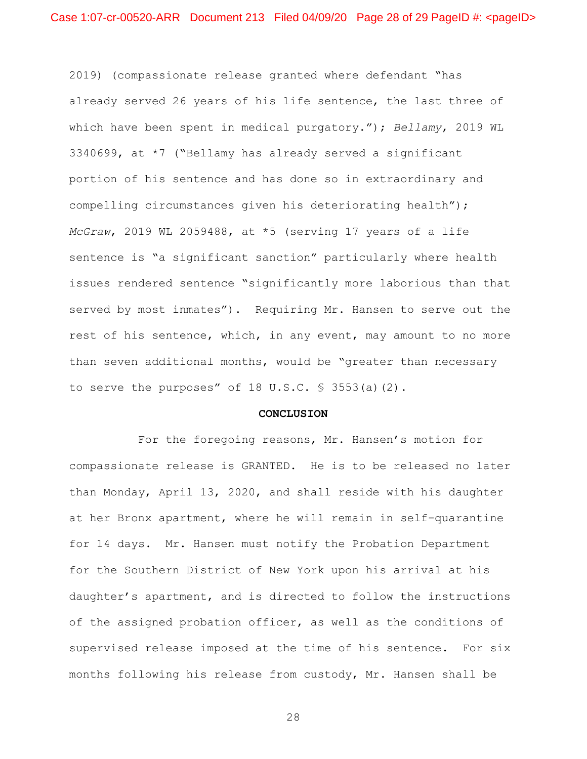2019) (compassionate release granted where defendant "has already served 26 years of his life sentence, the last three of which have been spent in medical purgatory."); *Bellamy*, 2019 WL 3340699, at *7 ("Bellamy has already served a significant portion of his sentence and has done so in extraordinary and compelling circumstances given his deteriorating health"); *McGraw*, 2019 WL 2059488, at *5 (serving 17 years of a life sentence is "a significant sanction" particularly where health issues rendered sentence "significantly more laborious than that served by most inmates"). Requiring Mr. Hansen to serve out the rest of his sentence, which, in any event, may amount to no more than seven additional months, would be "greater than necessary to serve the purposes" of 18 U.S.C. § 3553(a)(2).

**CONCLUSION**

For the foregoing reasons, Mr. Hansen's motion for compassionate release is GRANTED. He is to be released no later than Monday, April 13, 2020, and shall reside with his daughter at her Bronx apartment, where he will remain in self-quarantine for 14 days. Mr. Hansen must notify the Probation Department for the Southern District of New York upon his arrival at his daughter's apartment, and is directed to follow the instructions of the assigned probation officer, as well as the conditions of supervised release imposed at the time of his sentence. For six months following his release from custody, Mr. Hansen shall be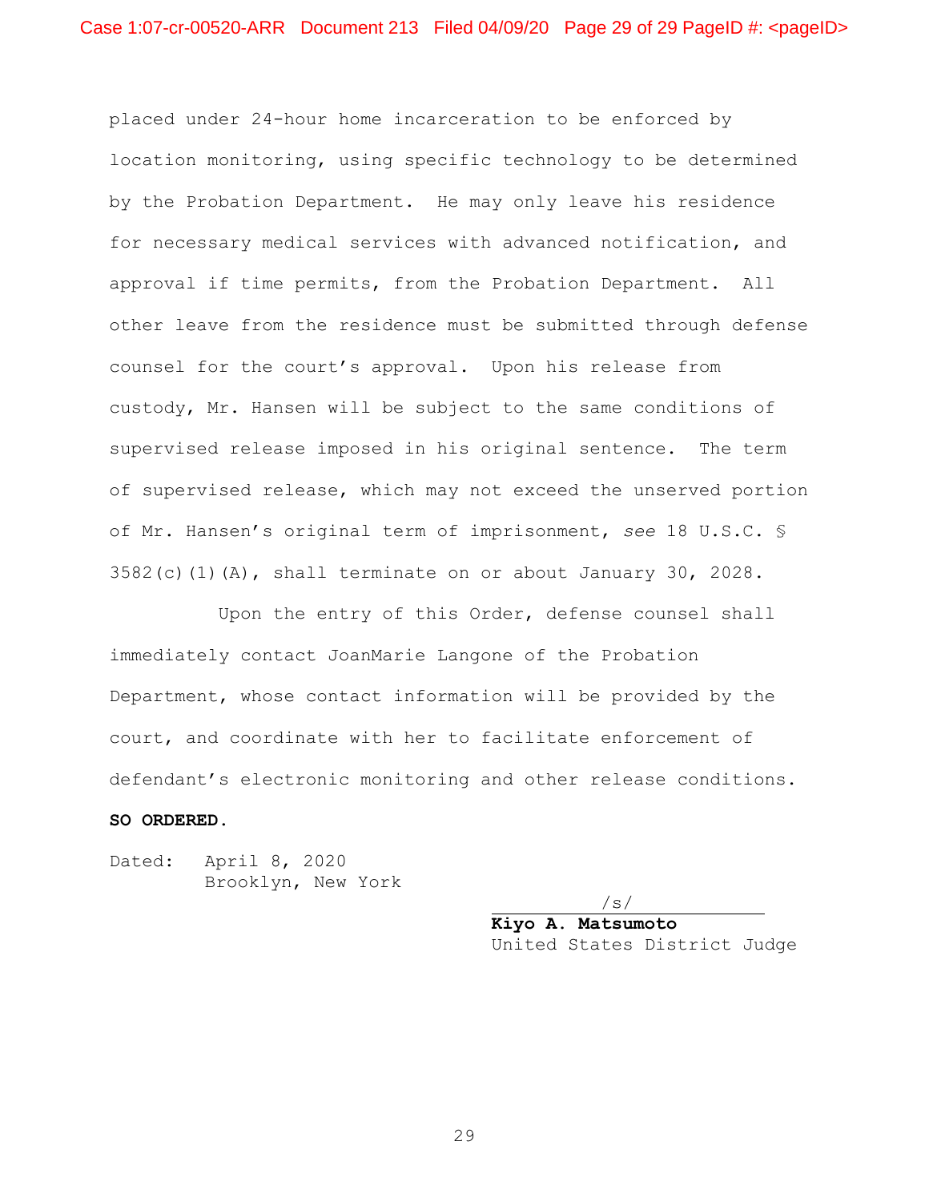placed under 24-hour home incarceration to be enforced by location monitoring, using specific technology to be determined by the Probation Department. He may only leave his residence for necessary medical services with advanced notification, and approval if time permits, from the Probation Department. All other leave from the residence must be submitted through defense counsel for the court's approval. Upon his release from custody, Mr. Hansen will be subject to the same conditions of supervised release imposed in his original sentence. The term of supervised release, which may not exceed the unserved portion of Mr. Hansen's original term of imprisonment, *see* 18 U.S.C. § 3582(c)(1)(A), shall terminate on or about January 30, 2028.

Upon the entry of this Order, defense counsel shall immediately contact JoanMarie Langone of the Probation Department, whose contact information will be provided by the court, and coordinate with her to facilitate enforcement of defendant's electronic monitoring and other release conditions.

**SO ORDERED.**

Dated: April 8, 2020
Brooklyn, New York

/s/

**Kiyo A. Matsumoto**
United States District Judge